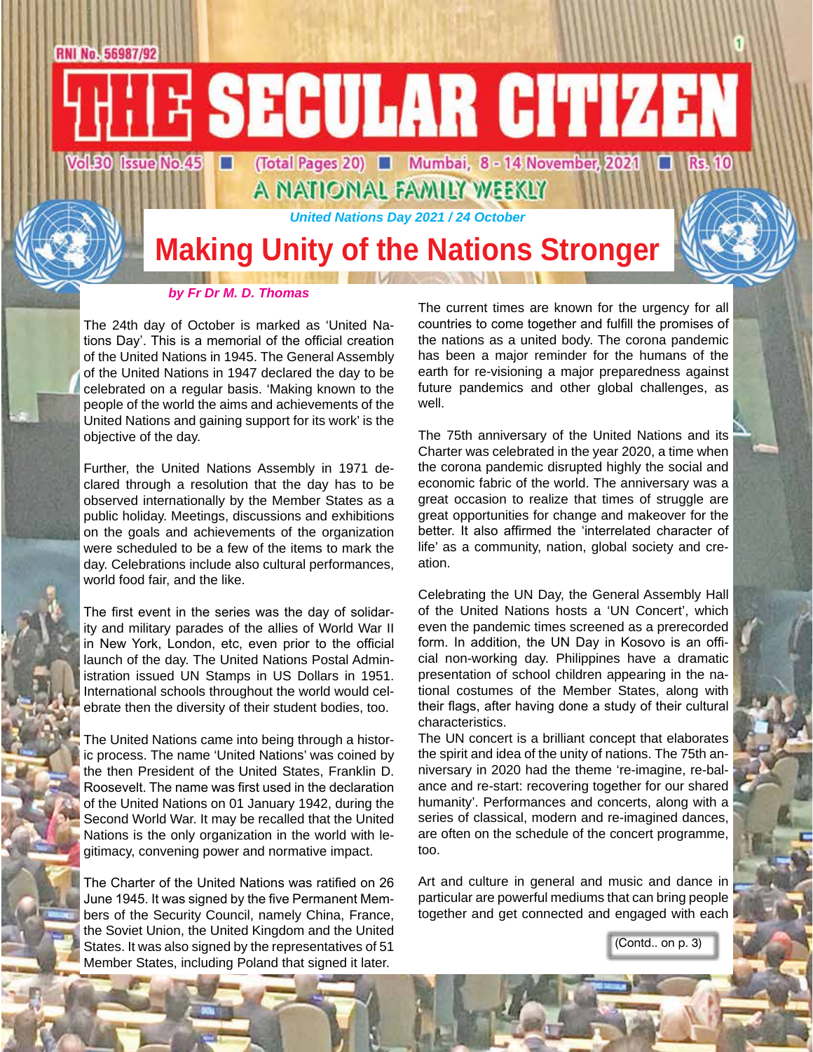# THE SECULAR CITIZEN

RNI No. 56987/92

Vol.30 Issue No.45 ■ (Total Pages 20) ■ Mumbai, 8 - 14 November, 2021 ■ Rs. 10

A NATIONAL FAMILY WEEKLY

*United Nations Day 2021 / 24 October*

## Making Unity of the Nations Stronger

*by Fr Dr M. D. Thomas*

The 24th day of October is marked as 'United Nations Day'. This is a memorial of the official creation of the United Nations in 1945. The General Assembly of the United Nations in 1947 declared the day to be celebrated on a regular basis. 'Making known to the people of the world the aims and achievements of the United Nations and gaining support for its work' is the objective of the day.

Further, the United Nations Assembly in 1971 declared through a resolution that the day has to be observed internationally by the Member States as a public holiday. Meetings, discussions and exhibitions on the goals and achievements of the organization were scheduled to be a few of the items to mark the day. Celebrations include also cultural performances, world food fair, and the like.

The first event in the series was the day of solidarity and military parades of the allies of World War II in New York, London, etc, even prior to the official launch of the day. The United Nations Postal Administration issued UN Stamps in US Dollars in 1951. International schools throughout the world would celebrate then the diversity of their student bodies, too.

The United Nations came into being through a historic process. The name 'United Nations' was coined by the then President of the United States, Franklin D. Roosevelt. The name was first used in the declaration of the United Nations on 01 January 1942, during the Second World War. It may be recalled that the United Nations is the only organization in the world with legitimacy, convening power and normative impact.

The Charter of the United Nations was ratified on 26 June 1945. It was signed by the five Permanent Members of the Security Council, namely China, France, the Soviet Union, the United Kingdom and the United States. It was also signed by the representatives of 51 Member States, including Poland that signed it later.

The current times are known for the urgency for all countries to come together and fulfill the promises of the nations as a united body. The corona pandemic has been a major reminder for the humans of the earth for re-visioning a major preparedness against future pandemics and other global challenges, as well.

The 75th anniversary of the United Nations and its Charter was celebrated in the year 2020, a time when the corona pandemic disrupted highly the social and economic fabric of the world. The anniversary was a great occasion to realize that times of struggle are great opportunities for change and makeover for the better. It also affirmed the 'interrelated character of life' as a community, nation, global society and creation.

Celebrating the UN Day, the General Assembly Hall of the United Nations hosts a 'UN Concert', which even the pandemic times screened as a prerecorded form. In addition, the UN Day in Kosovo is an official non-working day. Philippines have a dramatic presentation of school children appearing in the national costumes of the Member States, along with their flags, after having done a study of their cultural characteristics.

The UN concert is a brilliant concept that elaborates the spirit and idea of the unity of nations. The 75th anniversary in 2020 had the theme 're-imagine, re-balance and re-start: recovering together for our shared humanity'. Performances and concerts, along with a series of classical, modern and re-imagined dances, are often on the schedule of the concert programme, too.

Art and culture in general and music and dance in particular are powerful mediums that can bring people together and get connected and engaged with each

(Contd.. on p. 3)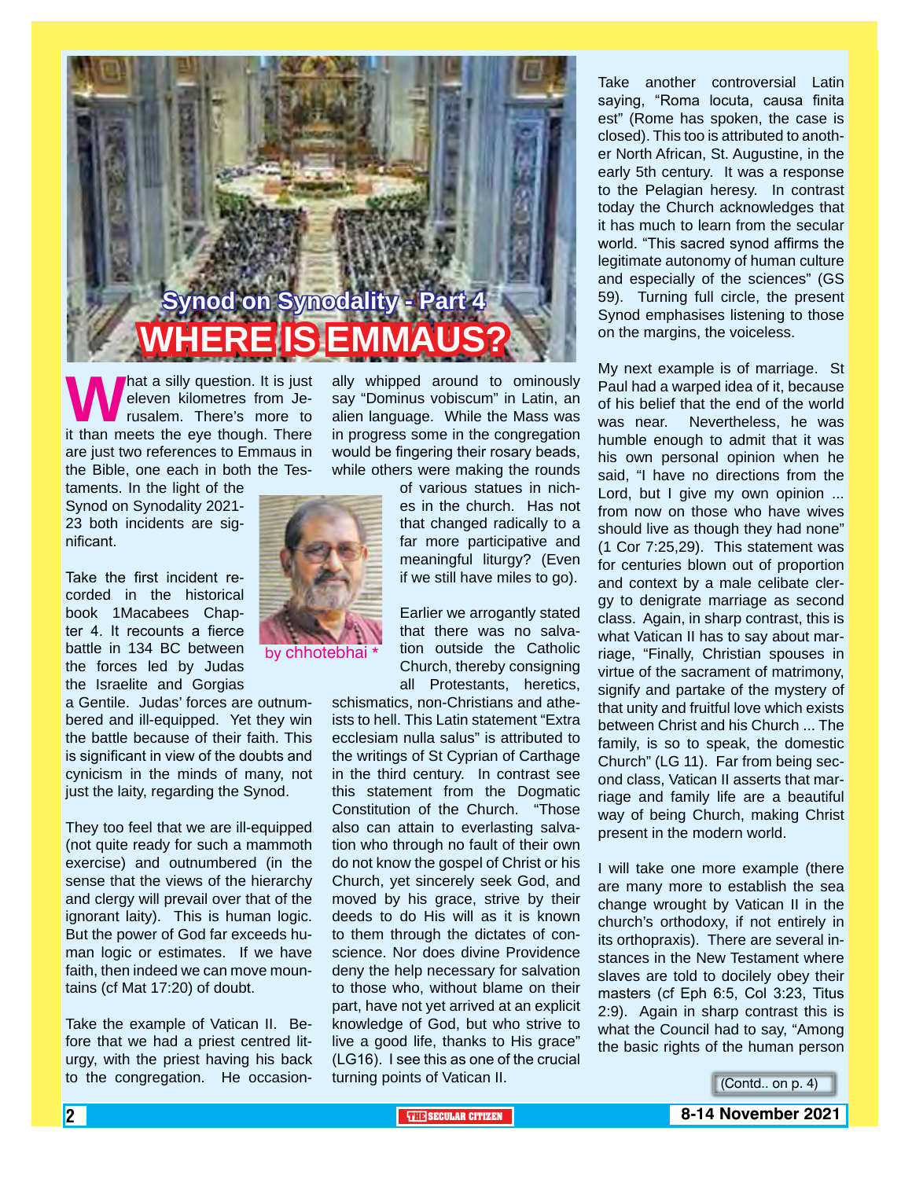## Synod on Synodality - Part 4

# WHERE IS EMMAUS?

by chhotebhai *

What a silly question. It is just eleven kilometres from Jerusalem. There's more to it than meets the eye though. There are just two references to Emmaus in the Bible, one each in both the Testaments. In the light of the Synod on Synodality 2021-23 both incidents are significant.

Take the first incident recorded in the historical book 1Macabees Chapter 4. It recounts a fierce battle in 134 BC between the forces led by Judas the Israelite and Gorgias a Gentile. Judas' forces are outnumbered and ill-equipped. Yet they win the battle because of their faith. This is significant in view of the doubts and cynicism in the minds of many, not just the laity, regarding the Synod.

They too feel that we are ill-equipped (not quite ready for such a mammoth exercise) and outnumbered (in the sense that the views of the hierarchy and clergy will prevail over that of the ignorant laity). This is human logic. But the power of God far exceeds human logic or estimates. If we have faith, then indeed we can move mountains (cf Mat 17:20) of doubt.

Take the example of Vatican II. Before that we had a priest centred liturgy, with the priest having his back to the congregation. He occasionally whipped around to ominously say "Dominus vobiscum" in Latin, an alien language. While the Mass was in progress some in the congregation would be fingering their rosary beads, while others were making the rounds of various statues in niches in the church. Has not that changed radically to a far more participative and meaningful liturgy? (Even if we still have miles to go).

Earlier we arrogantly stated that there was no salvation outside the Catholic Church, thereby consigning all Protestants, heretics, schismatics, non-Christians and atheists to hell. This Latin statement "Extra ecclesiam nulla salus" is attributed to the writings of St Cyprian of Carthage in the third century. In contrast see this statement from the Dogmatic Constitution of the Church. "Those also can attain to everlasting salvation who through no fault of their own do not know the gospel of Christ or his Church, yet sincerely seek God, and moved by his grace, strive by their deeds to do His will as it is known to them through the dictates of conscience. Nor does divine Providence deny the help necessary for salvation to those who, without blame on their part, have not yet arrived at an explicit knowledge of God, but who strive to live a good life, thanks to His grace" (LG16). I see this as one of the crucial turning points of Vatican II.

Take another controversial Latin saying, "Roma locuta, causa finita est" (Rome has spoken, the case is closed). This too is attributed to another North African, St. Augustine, in the early 5th century. It was a response to the Pelagian heresy. In contrast today the Church acknowledges that it has much to learn from the secular world. "This sacred synod affirms the legitimate autonomy of human culture and especially of the sciences" (GS 59). Turning full circle, the present Synod emphasises listening to those on the margins, the voiceless.

My next example is of marriage. St Paul had a warped idea of it, because of his belief that the end of the world was near. Nevertheless, he was humble enough to admit that it was his own personal opinion when he said, "I have no directions from the Lord, but I give my own opinion ... from now on those who have wives should live as though they had none" (1 Cor 7:25,29). This statement was for centuries blown out of proportion and context by a male celibate clergy to denigrate marriage as second class. Again, in sharp contrast, this is what Vatican II has to say about marriage, "Finally, Christian spouses in virtue of the sacrament of matrimony, signify and partake of the mystery of that unity and fruitful love which exists between Christ and his Church ... The family, is so to speak, the domestic Church" (LG 11). Far from being second class, Vatican II asserts that marriage and family life are a beautiful way of being Church, making Christ present in the modern world.

I will take one more example (there are many more to establish the sea change wrought by Vatican II in the church's orthodoxy, if not entirely in its orthopraxis). There are several instances in the New Testament where slaves are told to docilely obey their masters (cf Eph 6:5, Col 3:23, Titus 2:9). Again in sharp contrast this is what the Council had to say, "Among the basic rights of the human person

(Contd.. on p. 4)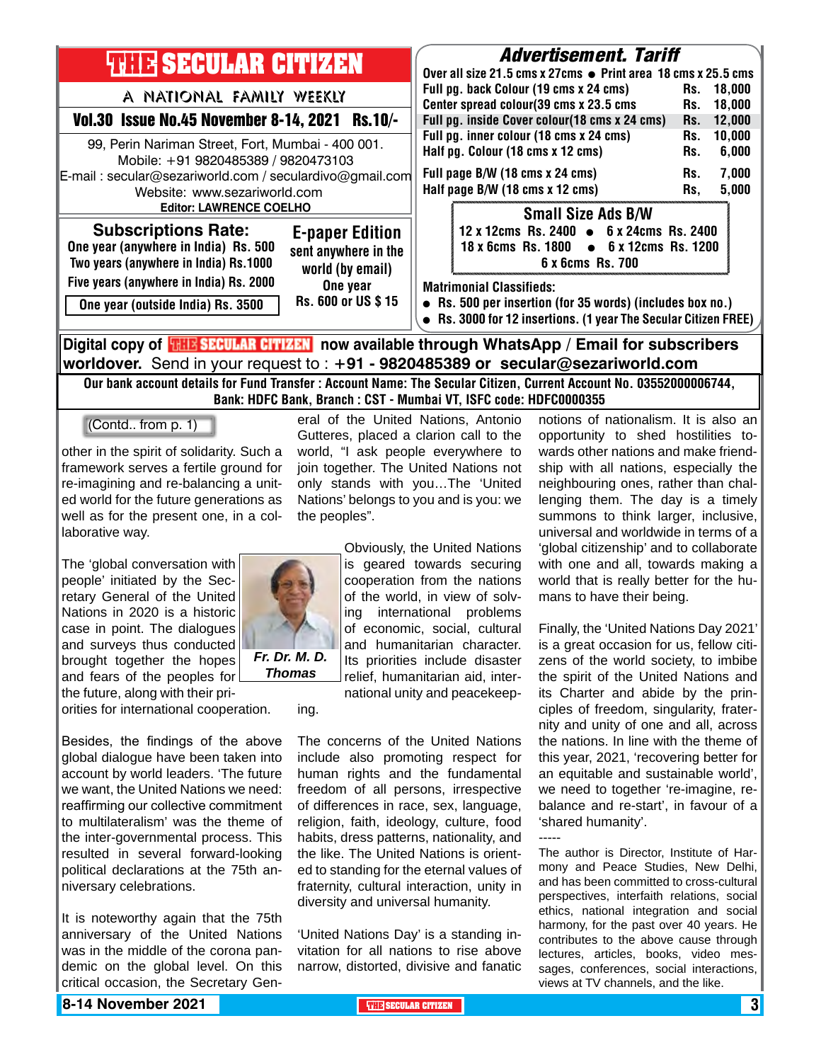# THE SECULAR CITIZEN

A NATIONAL FAMILY WEEKLY

**Vol.30 Issue No.45 November 8-14, 2021 Rs.10/-**

99, Perin Nariman Street, Fort, Mumbai - 400 001.
Mobile: +91 9820485389 / 9820473103
E-mail : secular@sezariworld.com / seculardivo@gmail.com
Website: www.sezariworld.com
**Editor: LAWRENCE COELHO**

## Subscriptions Rate:

One year (anywhere in India) Rs. 500
Two years (anywhere in India) Rs.1000
Five years (anywhere in India) Rs. 2000
One year (outside India) Rs. 3500

## E-paper Edition

sent anywhere in the world (by email)
One year
Rs. 600 or US $ 15

## Advertisement. Tariff

Over all size 21.5 cms x 27cms • Print area 18 cms x 25.5 cms

| | |
|---|---|
| Full pg. back Colour (19 cms x 24 cms) | Rs. 18,000 |
| Center spread colour(39 cms x 23.5 cms | Rs. 18,000 |
| Full pg. inside Cover colour(18 cms x 24 cms) | Rs. 12,000 |
| Full pg. inner colour (18 cms x 24 cms) | Rs. 10,000 |
| Half pg. Colour (18 cms x 12 cms) | Rs. 6,000 |
| Full page B/W (18 cms x 24 cms) | Rs. 7,000 |
| Half page B/W (18 cms x 12 cms) | Rs, 5,000 |

### Small Size Ads B/W

12 x 12cms Rs. 2400 • 6 x 24cms Rs. 2400
18 x 6cms Rs. 1800 • 6 x 12cms Rs. 1200
6 x 6cms Rs. 700

**Matrimonial Classifieds:**

- Rs. 500 per insertion (for 35 words) (includes box no.)
- Rs. 3000 for 12 insertions. (1 year The Secular Citizen FREE)

**Digital copy of THE SECULAR CITIZEN now available through WhatsApp / Email for subscribers worldover.** Send in your request to : **+91 - 9820485389 or secular@sezariworld.com**

**Our bank account details for Fund Transfer : Account Name: The Secular Citizen, Current Account No. 03552000006744, Bank: HDFC Bank, Branch : CST - Mumbai VT, ISFC code: HDFC0000355**

---

(Contd.. from p. 1)

other in the spirit of solidarity. Such a framework serves a fertile ground for re-imagining and re-balancing a united world for the future generations as well as for the present one, in a collaborative way.

The 'global conversation with people' initiated by the Secretary General of the United Nations in 2020 is a historic case in point. The dialogues and surveys thus conducted brought together the hopes and fears of the peoples for the future, along with their priorities for international cooperation.

*Fr. Dr. M. D. Thomas*

Besides, the findings of the above global dialogue have been taken into account by world leaders. 'The future we want, the United Nations we need: reaffirming our collective commitment to multilateralism' was the theme of the inter-governmental process. This resulted in several forward-looking political declarations at the 75th anniversary celebrations.

It is noteworthy again that the 75th anniversary of the United Nations was in the middle of the corona pandemic on the global level. On this critical occasion, the Secretary General of the United Nations, Antonio Gutteres, placed a clarion call to the world, "I ask people everywhere to join together. The United Nations not only stands with you…The 'United Nations' belongs to you and is you: we the peoples".

Obviously, the United Nations is geared towards securing cooperation from the nations of the world, in view of solving international problems of economic, social, cultural and humanitarian character. Its priorities include disaster relief, humanitarian aid, international unity and peacekeeping.

The concerns of the United Nations include also promoting respect for human rights and the fundamental freedom of all persons, irrespective of differences in race, sex, language, religion, faith, ideology, culture, food habits, dress patterns, nationality, and the like. The United Nations is oriented to standing for the eternal values of fraternity, cultural interaction, unity in diversity and universal humanity.

'United Nations Day' is a standing invitation for all nations to rise above narrow, distorted, divisive and fanatic notions of nationalism. It is also an opportunity to shed hostilities towards other nations and make friendship with all nations, especially the neighbouring ones, rather than challenging them. The day is a timely summons to think larger, inclusive, universal and worldwide in terms of a 'global citizenship' and to collaborate with one and all, towards making a world that is really better for the humans to have their being.

Finally, the 'United Nations Day 2021' is a great occasion for us, fellow citizens of the world society, to imbibe the spirit of the United Nations and its Charter and abide by the principles of freedom, singularity, fraternity and unity of one and all, across the nations. In line with the theme of this year, 2021, 'recovering better for an equitable and sustainable world', we need to together 're-imagine, re-balance and re-start', in favour of a 'shared humanity'.

-----

The author is Director, Institute of Harmony and Peace Studies, New Delhi, and has been committed to cross-cultural perspectives, interfaith relations, social ethics, national integration and social harmony, for the past over 40 years. He contributes to the above cause through lectures, articles, books, video messages, conferences, social interactions, views at TV channels, and the like.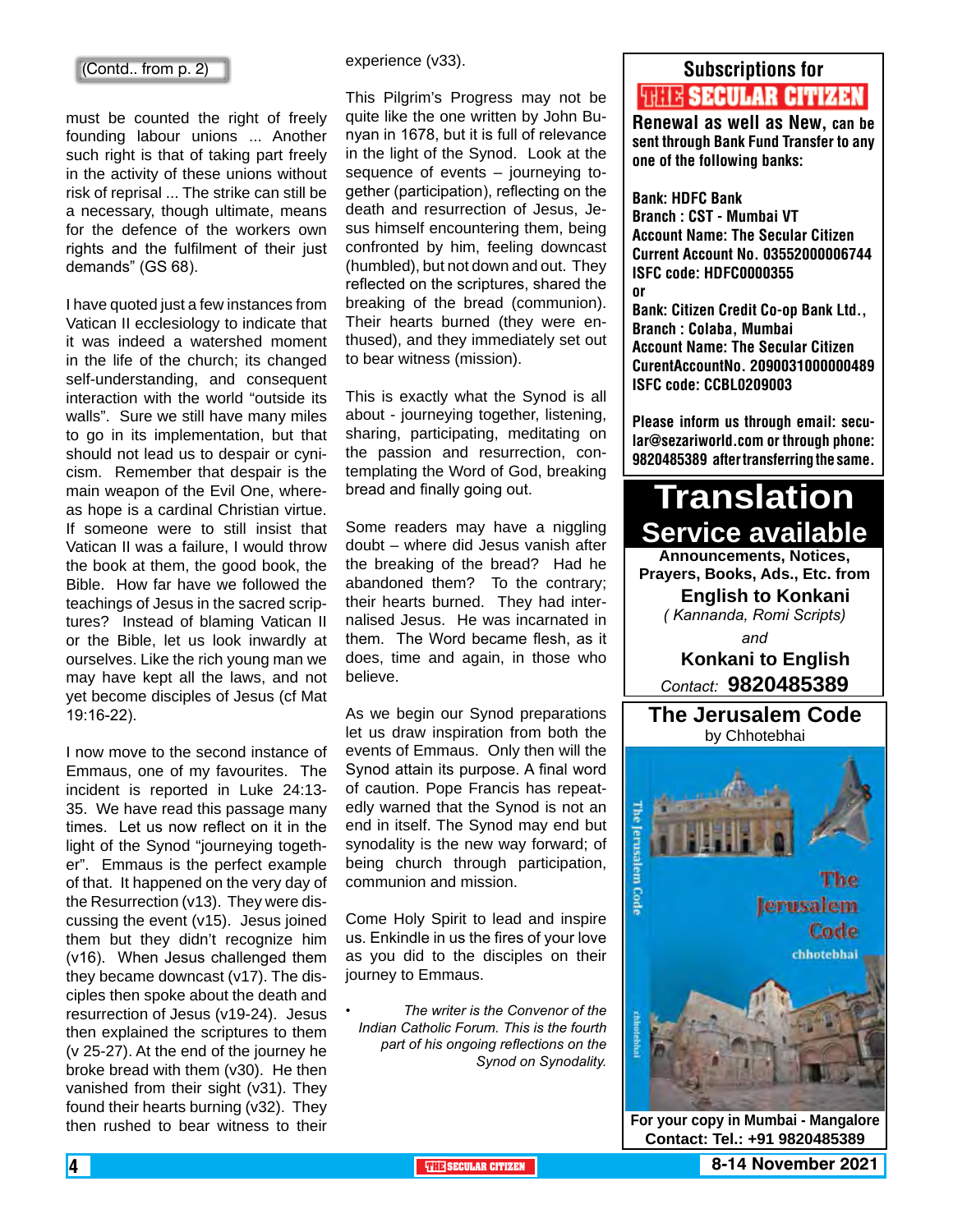(Contd.. from p. 2)

must be counted the right of freely founding labour unions ... Another such right is that of taking part freely in the activity of these unions without risk of reprisal ... The strike can still be a necessary, though ultimate, means for the defence of the workers own rights and the fulfilment of their just demands" (GS 68).

I have quoted just a few instances from Vatican II ecclesiology to indicate that it was indeed a watershed moment in the life of the church; its changed self-understanding, and consequent interaction with the world "outside its walls". Sure we still have many miles to go in its implementation, but that should not lead us to despair or cynicism. Remember that despair is the main weapon of the Evil One, whereas hope is a cardinal Christian virtue. If someone were to still insist that Vatican II was a failure, I would throw the book at them, the good book, the Bible. How far have we followed the teachings of Jesus in the sacred scriptures? Instead of blaming Vatican II or the Bible, let us look inwardly at ourselves. Like the rich young man we may have kept all the laws, and not yet become disciples of Jesus (cf Mat 19:16-22).

I now move to the second instance of Emmaus, one of my favourites. The incident is reported in Luke 24:13-35. We have read this passage many times. Let us now reflect on it in the light of the Synod "journeying together". Emmaus is the perfect example of that. It happened on the very day of the Resurrection (v13). They were discussing the event (v15). Jesus joined them but they didn't recognize him (v16). When Jesus challenged them they became downcast (v17). The disciples then spoke about the death and resurrection of Jesus (v19-24). Jesus then explained the scriptures to them (v 25-27). At the end of the journey he broke bread with them (v30). He then vanished from their sight (v31). They found their hearts burning (v32). They then rushed to bear witness to their experience (v33).

This Pilgrim's Progress may not be quite like the one written by John Bunyan in 1678, but it is full of relevance in the light of the Synod. Look at the sequence of events – journeying together (participation), reflecting on the death and resurrection of Jesus, Jesus himself encountering them, being confronted by him, feeling downcast (humbled), but not down and out. They reflected on the scriptures, shared the breaking of the bread (communion). Their hearts burned (they were enthused), and they immediately set out to bear witness (mission).

This is exactly what the Synod is all about - journeying together, listening, sharing, participating, meditating on the passion and resurrection, contemplating the Word of God, breaking bread and finally going out.

Some readers may have a niggling doubt – where did Jesus vanish after the breaking of the bread? Had he abandoned them? To the contrary; their hearts burned. They had internalised Jesus. He was incarnated in them. The Word became flesh, as it does, time and again, in those who believe.

As we begin our Synod preparations let us draw inspiration from both the events of Emmaus. Only then will the Synod attain its purpose. A final word of caution. Pope Francis has repeatedly warned that the Synod is not an end in itself. The Synod may end but synodality is the new way forward; of being church through participation, communion and mission.

Come Holy Spirit to lead and inspire us. Enkindle in us the fires of your love as you did to the disciples on their journey to Emmaus.

- *The writer is the Convenor of the Indian Catholic Forum. This is the fourth part of his ongoing reflections on the Synod on Synodality.*

---

**Subscriptions for THE SECULAR CITIZEN**

**Renewal as well as New, can be sent through Bank Fund Transfer to any one of the following banks:**

**Bank: HDFC Bank**
**Branch : CST - Mumbai VT**
**Account Name: The Secular Citizen**
**Current Account No. 03552000006744**
**ISFC code: HDFC0000355**
**or**
**Bank: Citizen Credit Co-op Bank Ltd.,**
**Branch : Colaba, Mumbai**
**Account Name: The Secular Citizen**
**CurentAccountNo. 2090031000000489**
**ISFC code: CCBL0209003**

**Please inform us through email: secular@sezariworld.com or through phone: 9820485389 after transferring the same.**

---

# Translation Service available

**Announcements, Notices, Prayers, Books, Ads., Etc. from**

**English to Konkani**
*( Kannanda, Romi Scripts)*
*and*
**Konkani to English**

*Contact:* **9820485389**

---

## The Jerusalem Code

by Chhotebhai

**For your copy in Mumbai - Mangalore**
**Contact: Tel.: +91 9820485389**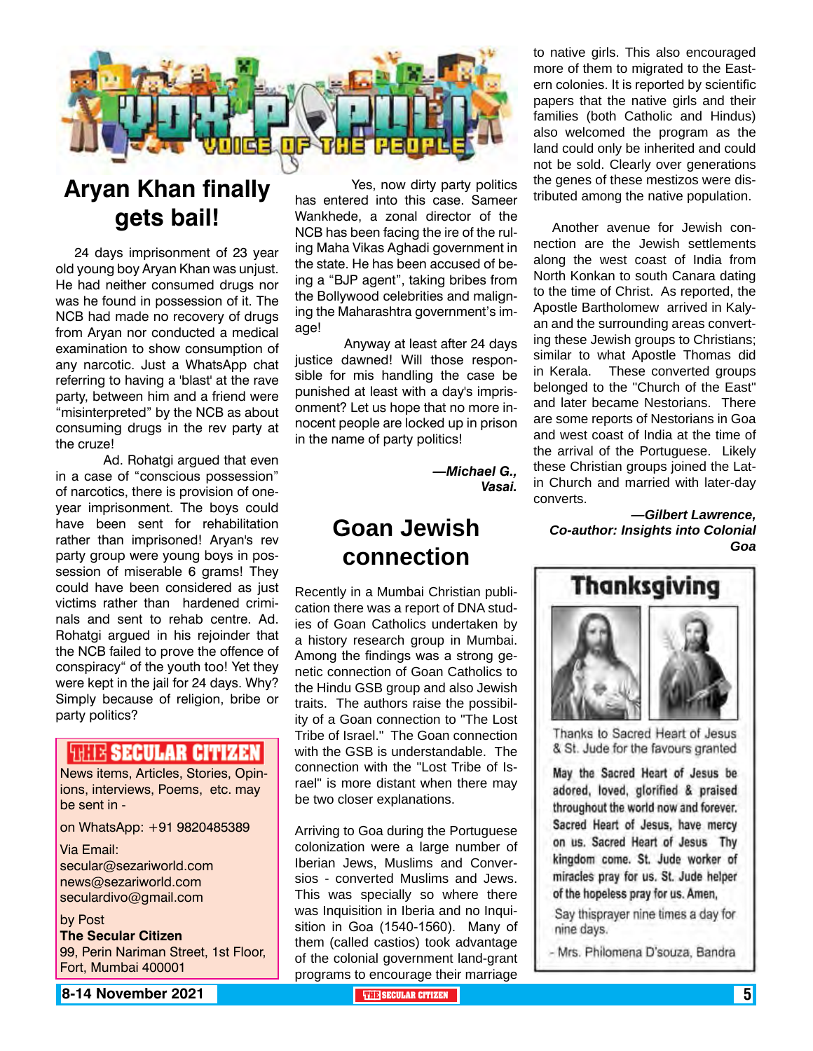VOX POPULI — VOICE OF THE PEOPLE

## Aryan Khan finally gets bail!

24 days imprisonment of 23 year old young boy Aryan Khan was unjust. He had neither consumed drugs nor was he found in possession of it. The NCB had made no recovery of drugs from Aryan nor conducted a medical examination to show consumption of any narcotic. Just a WhatsApp chat referring to having a 'blast' at the rave party, between him and a friend were "misinterpreted" by the NCB as about consuming drugs in the rev party at the cruze!

Ad. Rohatgi argued that even in a case of "conscious possession" of narcotics, there is provision of one-year imprisonment. The boys could have been sent for rehabilitation rather than imprisoned! Aryan's rev party group were young boys in possession of miserable 6 grams! They could have been considered as just victims rather than hardened criminals and sent to rehab centre. Ad. Rohatgi argued in his rejoinder that the NCB failed to prove the offence of conspiracy" of the youth too! Yet they were kept in the jail for 24 days. Why? Simply because of religion, bribe or party politics?

Yes, now dirty party politics has entered into this case. Sameer Wankhede, a zonal director of the NCB has been facing the ire of the ruling Maha Vikas Aghadi government in the state. He has been accused of being a "BJP agent", taking bribes from the Bollywood celebrities and maligning the Maharashtra government's image!

Anyway at least after 24 days justice dawned! Will those responsible for mis handling the case be punished at least with a day's imprisonment? Let us hope that no more innocent people are locked up in prison in the name of party politics!

*—Michael G., Vasai.*

**THE SECULAR CITIZEN**

News items, Articles, Stories, Opinions, interviews, Poems, etc. may be sent in -

on WhatsApp: +91 9820485389

Via Email:
secular@sezariworld.com
news@sezariworld.com
seculardivo@gmail.com

by Post
**The Secular Citizen**
99, Perin Nariman Street, 1st Floor, Fort, Mumbai 400001

## Goan Jewish connection

Recently in a Mumbai Christian publication there was a report of DNA studies of Goan Catholics undertaken by a history research group in Mumbai. Among the findings was a strong genetic connection of Goan Catholics to the Hindu GSB group and also Jewish traits. The authors raise the possibility of a Goan connection to "The Lost Tribe of Israel." The Goan connection with the GSB is understandable. The connection with the "Lost Tribe of Israel" is more distant when there may be two closer explanations.

Arriving to Goa during the Portuguese colonization were a large number of Iberian Jews, Muslims and Conversios - converted Muslims and Jews. This was specially so where there was Inquisition in Iberia and no Inquisition in Goa (1540-1560). Many of them (called castios) took advantage of the colonial government land-grant programs to encourage their marriage to native girls. This also encouraged more of them to migrated to the Eastern colonies. It is reported by scientific papers that the native girls and their families (both Catholic and Hindus) also welcomed the program as the land could only be inherited and could not be sold. Clearly over generations the genes of these mestizos were distributed among the native population.

Another avenue for Jewish connection are the Jewish settlements along the west coast of India from North Konkan to south Canara dating to the time of Christ. As reported, the Apostle Bartholomew arrived in Kalyan and the surrounding areas converting these Jewish groups to Christians; similar to what Apostle Thomas did in Kerala. These converted groups belonged to the "Church of the East" and later became Nestorians. There are some reports of Nestorians in Goa and west coast of India at the time of the arrival of the Portuguese. Likely these Christian groups joined the Latin Church and married with later-day converts.

*—Gilbert Lawrence, Co-author: Insights into Colonial Goa*

## Thanksgiving

Thanks to Sacred Heart of Jesus & St. Jude for the favours granted

May the Sacred Heart of Jesus be adored, loved, glorified & praised throughout the world now and forever. Sacred Heart of Jesus, have mercy on us. Sacred Heart of Jesus Thy kingdom come. St. Jude worker of miracles pray for us. St. Jude helper of the hopeless pray for us. Amen,

Say thisprayer nine times a day for nine days.

- Mrs. Philomena D'souza, Bandra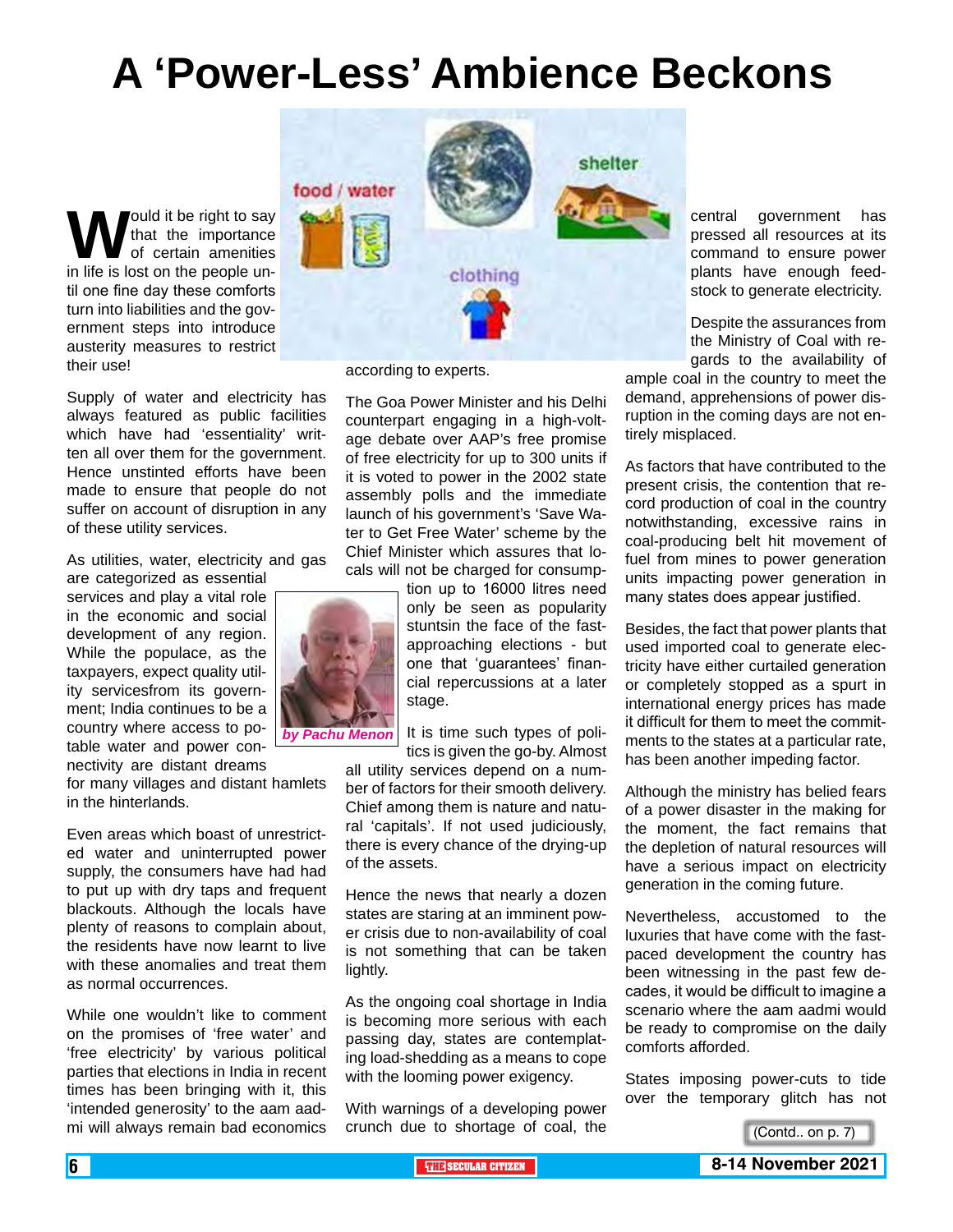# A 'Power-Less' Ambience Beckons

*by Pachu Menon*

Would it be right to say that the importance of certain amenities in life is lost on the people until one fine day these comforts turn into liabilities and the government steps into introduce austerity measures to restrict their use!

Supply of water and electricity has always featured as public facilities which have had 'essentiality' written all over them for the government. Hence unstinted efforts have been made to ensure that people do not suffer on account of disruption in any of these utility services.

As utilities, water, electricity and gas are categorized as essential services and play a vital role in the economic and social development of any region. While the populace, as the taxpayers, expect quality utility servicesfrom its government; India continues to be a country where access to potable water and power connectivity are distant dreams for many villages and distant hamlets in the hinterlands.

Even areas which boast of unrestricted water and uninterrupted power supply, the consumers have had had to put up with dry taps and frequent blackouts. Although the locals have plenty of reasons to complain about, the residents have now learnt to live with these anomalies and treat them as normal occurrences.

While one wouldn't like to comment on the promises of 'free water' and 'free electricity' by various political parties that elections in India in recent times has been bringing with it, this 'intended generosity' to the aam aadmi will always remain bad economics according to experts.

The Goa Power Minister and his Delhi counterpart engaging in a high-voltage debate over AAP's free promise of free electricity for up to 300 units if it is voted to power in the 2002 state assembly polls and the immediate launch of his government's 'Save Water to Get Free Water' scheme by the Chief Minister which assures that locals will not be charged for consumption up to 16000 litres need only be seen as popularity stuntsin the face of the fast-approaching elections - but one that 'guarantees' financial repercussions at a later stage.

It is time such types of politics is given the go-by. Almost all utility services depend on a number of factors for their smooth delivery. Chief among them is nature and natural 'capitals'. If not used judiciously, there is every chance of the drying-up of the assets.

Hence the news that nearly a dozen states are staring at an imminent power crisis due to non-availability of coal is not something that can be taken lightly.

As the ongoing coal shortage in India is becoming more serious with each passing day, states are contemplating load-shedding as a means to cope with the looming power exigency.

With warnings of a developing power crunch due to shortage of coal, the central government has pressed all resources at its command to ensure power plants have enough feedstock to generate electricity.

Despite the assurances from the Ministry of Coal with regards to the availability of ample coal in the country to meet the demand, apprehensions of power disruption in the coming days are not entirely misplaced.

As factors that have contributed to the present crisis, the contention that record production of coal in the country notwithstanding, excessive rains in coal-producing belt hit movement of fuel from mines to power generation units impacting power generation in many states does appear justified.

Besides, the fact that power plants that used imported coal to generate electricity have either curtailed generation or completely stopped as a spurt in international energy prices has made it difficult for them to meet the commitments to the states at a particular rate, has been another impeding factor.

Although the ministry has belied fears of a power disaster in the making for the moment, the fact remains that the depletion of natural resources will have a serious impact on electricity generation in the coming future.

Nevertheless, accustomed to the luxuries that have come with the fast-paced development the country has been witnessing in the past few decades, it would be difficult to imagine a scenario where the aam aadmi would be ready to compromise on the daily comforts afforded.

States imposing power-cuts to tide over the temporary glitch has not

(Contd.. on p. 7)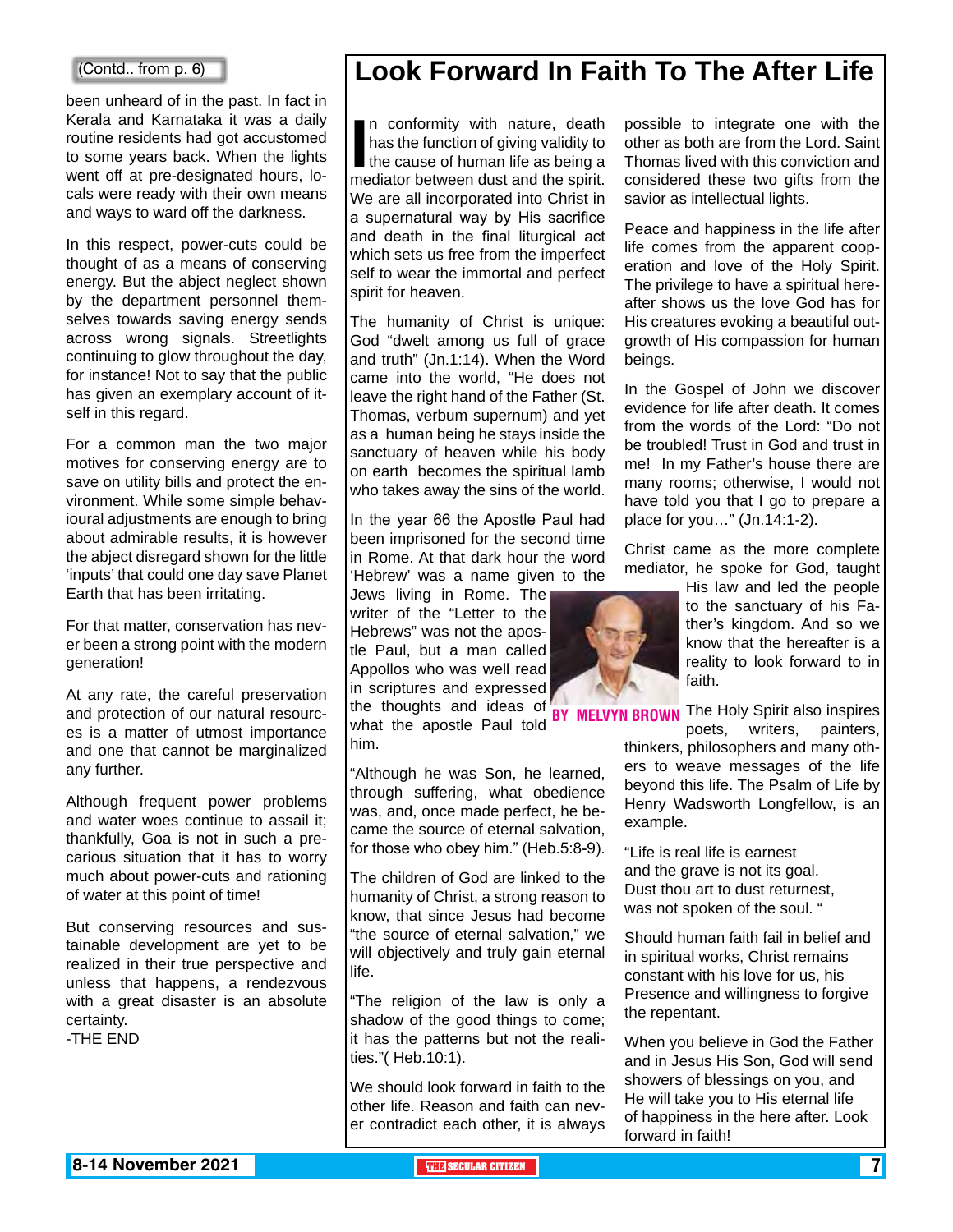(Contd.. from p. 6)

been unheard of in the past. In fact in Kerala and Karnataka it was a daily routine residents had got accustomed to some years back. When the lights went off at pre-designated hours, locals were ready with their own means and ways to ward off the darkness.

In this respect, power-cuts could be thought of as a means of conserving energy. But the abject neglect shown by the department personnel themselves towards saving energy sends across wrong signals. Streetlights continuing to glow throughout the day, for instance! Not to say that the public has given an exemplary account of itself in this regard.

For a common man the two major motives for conserving energy are to save on utility bills and protect the environment. While some simple behavioural adjustments are enough to bring about admirable results, it is however the abject disregard shown for the little 'inputs' that could one day save Planet Earth that has been irritating.

For that matter, conservation has never been a strong point with the modern generation!

At any rate, the careful preservation and protection of our natural resources is a matter of utmost importance and one that cannot be marginalized any further.

Although frequent power problems and water woes continue to assail it; thankfully, Goa is not in such a precarious situation that it has to worry much about power-cuts and rationing of water at this point of time!

But conserving resources and sustainable development are yet to be realized in their true perspective and unless that happens, a rendezvous with a great disaster is an absolute certainty.

-THE END

# Look Forward In Faith To The After Life

**BY MELVYN BROWN**

In conformity with nature, death has the function of giving validity to the cause of human life as being a mediator between dust and the spirit. We are all incorporated into Christ in a supernatural way by His sacrifice and death in the final liturgical act which sets us free from the imperfect self to wear the immortal and perfect spirit for heaven.

The humanity of Christ is unique: God "dwelt among us full of grace and truth" (Jn.1:14). When the Word came into the world, "He does not leave the right hand of the Father (St. Thomas, verbum supernum) and yet as a human being he stays inside the sanctuary of heaven while his body on earth becomes the spiritual lamb who takes away the sins of the world.

In the year 66 the Apostle Paul had been imprisoned for the second time in Rome. At that dark hour the word 'Hebrew' was a name given to the Jews living in Rome. The writer of the "Letter to the Hebrews" was not the apostle Paul, but a man called Appollos who was well read in scriptures and expressed the thoughts and ideas of what the apostle Paul told him.

"Although he was Son, he learned, through suffering, what obedience was, and, once made perfect, he became the source of eternal salvation, for those who obey him." (Heb.5:8-9).

The children of God are linked to the humanity of Christ, a strong reason to know, that since Jesus had become "the source of eternal salvation," we will objectively and truly gain eternal life.

"The religion of the law is only a shadow of the good things to come; it has the patterns but not the realities."( Heb.10:1).

We should look forward in faith to the other life. Reason and faith can never contradict each other, it is always possible to integrate one with the other as both are from the Lord. Saint Thomas lived with this conviction and considered these two gifts from the savior as intellectual lights.

Peace and happiness in the life after life comes from the apparent cooperation and love of the Holy Spirit. The privilege to have a spiritual hereafter shows us the love God has for His creatures evoking a beautiful outgrowth of His compassion for human beings.

In the Gospel of John we discover evidence for life after death. It comes from the words of the Lord: "Do not be troubled! Trust in God and trust in me! In my Father's house there are many rooms; otherwise, I would not have told you that I go to prepare a place for you…" (Jn.14:1-2).

Christ came as the more complete mediator, he spoke for God, taught His law and led the people to the sanctuary of his Father's kingdom. And so we know that the hereafter is a reality to look forward to in faith.

The Holy Spirit also inspires poets, writers, painters, thinkers, philosophers and many others to weave messages of the life beyond this life. The Psalm of Life by Henry Wadsworth Longfellow, is an example.

"Life is real life is earnest  
and the grave is not its goal.  
Dust thou art to dust returnest,  
was not spoken of the soul. "

Should human faith fail in belief and in spiritual works, Christ remains constant with his love for us, his Presence and willingness to forgive the repentant.

When you believe in God the Father and in Jesus His Son, God will send showers of blessings on you, and He will take you to His eternal life of happiness in the here after. Look forward in faith!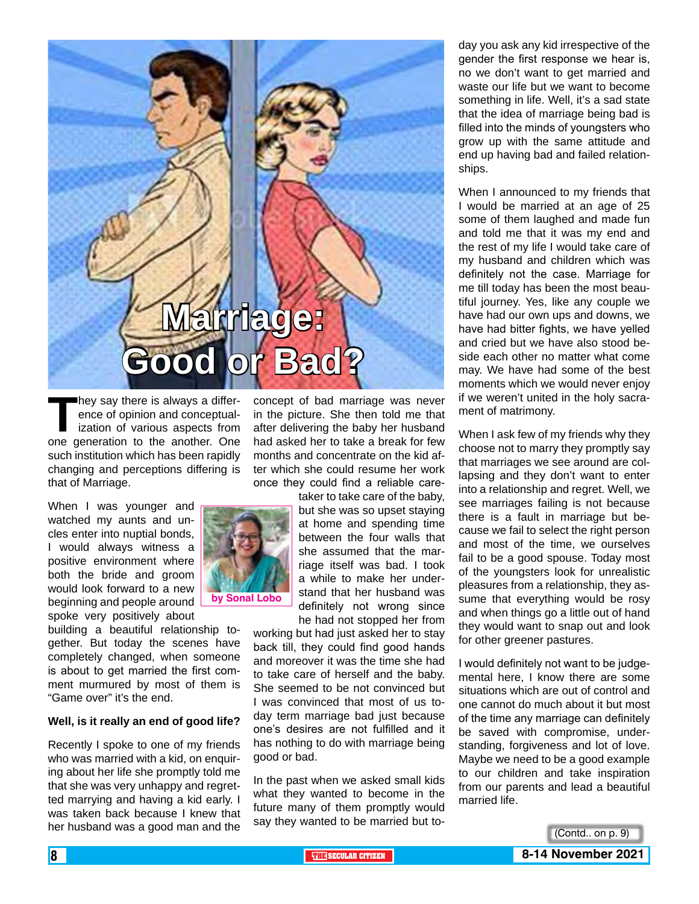# Marriage: Good or Bad?

by Sonal Lobo

They say there is always a difference of opinion and conceptualization of various aspects from one generation to the another. One such institution which has been rapidly changing and perceptions differing is that of Marriage.

When I was younger and watched my aunts and uncles enter into nuptial bonds, I would always witness a positive environment where both the bride and groom would look forward to a new beginning and people around spoke very positively about building a beautiful relationship together. But today the scenes have completely changed, when someone is about to get married the first comment murmured by most of them is "Game over" it's the end.

**Well, is it really an end of good life?**

Recently I spoke to one of my friends who was married with a kid, on enquiring about her life she promptly told me that she was very unhappy and regretted marrying and having a kid early. I was taken back because I knew that her husband was a good man and the concept of bad marriage was never in the picture. She then told me that after delivering the baby her husband had asked her to take a break for few months and concentrate on the kid after which she could resume her work once they could find a reliable caretaker to take care of the baby, but she was so upset staying at home and spending time between the four walls that she assumed that the marriage itself was bad. I took a while to make her understand that her husband was definitely not wrong since he had not stopped her from working but had just asked her to stay back till, they could find good hands and moreover it was the time she had to take care of herself and the baby. She seemed to be not convinced but I was convinced that most of us today term marriage bad just because one's desires are not fulfilled and it has nothing to do with marriage being good or bad.

In the past when we asked small kids what they wanted to become in the future many of them promptly would say they wanted to be married but today you ask any kid irrespective of the gender the first response we hear is, no we don't want to get married and waste our life but we want to become something in life. Well, it's a sad state that the idea of marriage being bad is filled into the minds of youngsters who grow up with the same attitude and end up having bad and failed relationships.

When I announced to my friends that I would be married at an age of 25 some of them laughed and made fun and told me that it was my end and the rest of my life I would take care of my husband and children which was definitely not the case. Marriage for me till today has been the most beautiful journey. Yes, like any couple we have had our own ups and downs, we have had bitter fights, we have yelled and cried but we have also stood beside each other no matter what come may. We have had some of the best moments which we would never enjoy if we weren't united in the holy sacrament of matrimony.

When I ask few of my friends why they choose not to marry they promptly say that marriages we see around are collapsing and they don't want to enter into a relationship and regret. Well, we see marriages failing is not because there is a fault in marriage but because we fail to select the right person and most of the time, we ourselves fail to be a good spouse. Today most of the youngsters look for unrealistic pleasures from a relationship, they assume that everything would be rosy and when things go a little out of hand they would want to snap out and look for other greener pastures.

I would definitely not want to be judgemental here, I know there are some situations which are out of control and one cannot do much about it but most of the time any marriage can definitely be saved with compromise, understanding, forgiveness and lot of love. Maybe we need to be a good example to our children and take inspiration from our parents and lead a beautiful married life.

(Contd.. on p. 9)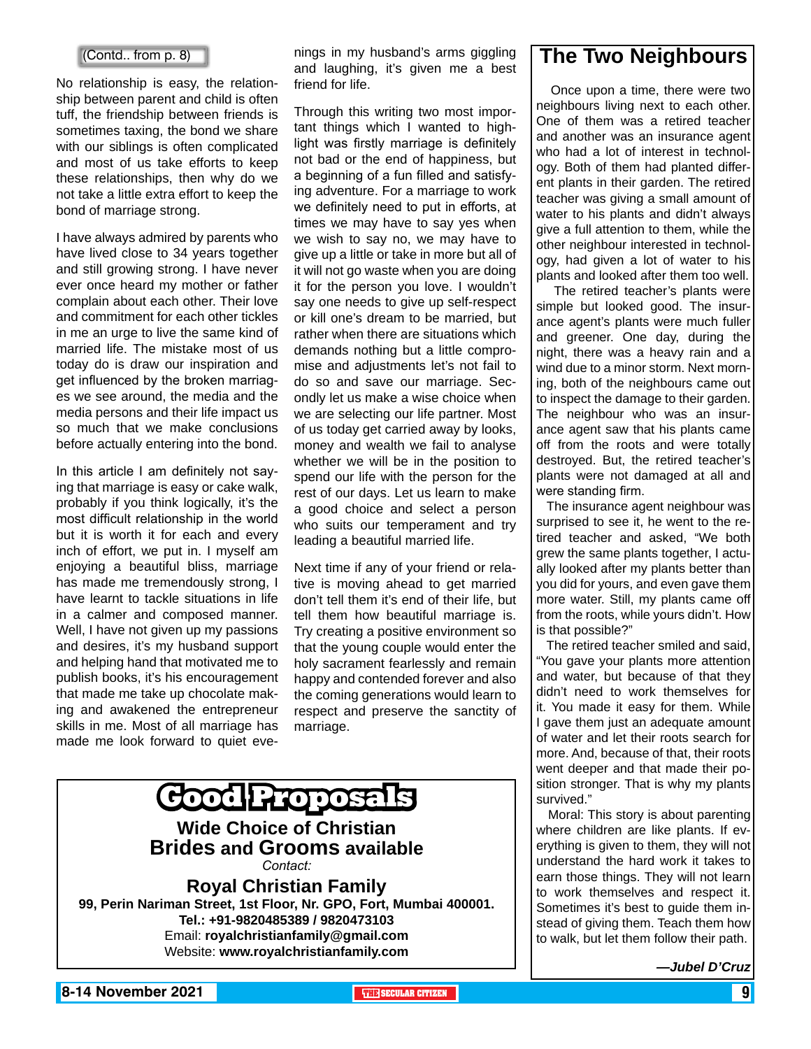(Contd.. from p. 8)

No relationship is easy, the relationship between parent and child is often tuff, the friendship between friends is sometimes taxing, the bond we share with our siblings is often complicated and most of us take efforts to keep these relationships, then why do we not take a little extra effort to keep the bond of marriage strong.

I have always admired by parents who have lived close to 34 years together and still growing strong. I have never ever once heard my mother or father complain about each other. Their love and commitment for each other tickles in me an urge to live the same kind of married life. The mistake most of us today do is draw our inspiration and get influenced by the broken marriages we see around, the media and the media persons and their life impact us so much that we make conclusions before actually entering into the bond.

In this article I am definitely not saying that marriage is easy or cake walk, probably if you think logically, it's the most difficult relationship in the world but it is worth it for each and every inch of effort, we put in. I myself am enjoying a beautiful bliss, marriage has made me tremendously strong, I have learnt to tackle situations in life in a calmer and composed manner. Well, I have not given up my passions and desires, it's my husband support and helping hand that motivated me to publish books, it's his encouragement that made me take up chocolate making and awakened the entrepreneur skills in me. Most of all marriage has made me look forward to quiet evenings in my husband's arms giggling and laughing, it's given me a best friend for life.

Through this writing two most important things which I wanted to highlight was firstly marriage is definitely not bad or the end of happiness, but a beginning of a fun filled and satisfying adventure. For a marriage to work we definitely need to put in efforts, at times we may have to say yes when we wish to say no, we may have to give up a little or take in more but all of it will not go waste when you are doing it for the person you love. I wouldn't say one needs to give up self-respect or kill one's dream to be married, but rather when there are situations which demands nothing but a little compromise and adjustments let's not fail to do so and save our marriage. Secondly let us make a wise choice when we are selecting our life partner. Most of us today get carried away by looks, money and wealth we fail to analyse whether we will be in the position to spend our life with the person for the rest of our days. Let us learn to make a good choice and select a person who suits our temperament and try leading a beautiful married life.

Next time if any of your friend or relative is moving ahead to get married don't tell them it's end of their life, but tell them how beautiful marriage is. Try creating a positive environment so that the young couple would enter the holy sacrament fearlessly and remain happy and contended forever and also the coming generations would learn to respect and preserve the sanctity of marriage.

# Good Proposals

**Wide Choice of Christian Brides and Grooms available**

*Contact:*

**Royal Christian Family**

**99, Perin Nariman Street, 1st Floor, Nr. GPO, Fort, Mumbai 400001.**

**Tel.: +91-9820485389 / 9820473103**

Email: **royalchristianfamily@gmail.com**

Website: **www.royalchristianfamily.com**

# The Two Neighbours

Once upon a time, there were two neighbours living next to each other. One of them was a retired teacher and another was an insurance agent who had a lot of interest in technology. Both of them had planted different plants in their garden. The retired teacher was giving a small amount of water to his plants and didn't always give a full attention to them, while the other neighbour interested in technology, had given a lot of water to his plants and looked after them too well.

The retired teacher's plants were simple but looked good. The insurance agent's plants were much fuller and greener. One day, during the night, there was a heavy rain and a wind due to a minor storm. Next morning, both of the neighbours came out to inspect the damage to their garden. The neighbour who was an insurance agent saw that his plants came off from the roots and were totally destroyed. But, the retired teacher's plants were not damaged at all and were standing firm.

The insurance agent neighbour was surprised to see it, he went to the retired teacher and asked, "We both grew the same plants together, I actually looked after my plants better than you did for yours, and even gave them more water. Still, my plants came off from the roots, while yours didn't. How is that possible?"

The retired teacher smiled and said, "You gave your plants more attention and water, but because of that they didn't need to work themselves for it. You made it easy for them. While I gave them just an adequate amount of water and let their roots search for more. And, because of that, their roots went deeper and that made their position stronger. That is why my plants survived."

Moral: This story is about parenting where children are like plants. If everything is given to them, they will not understand the hard work it takes to earn those things. They will not learn to work themselves and respect it. Sometimes it's best to guide them instead of giving them. Teach them how to walk, but let them follow their path.

***—Jubel D'Cruz***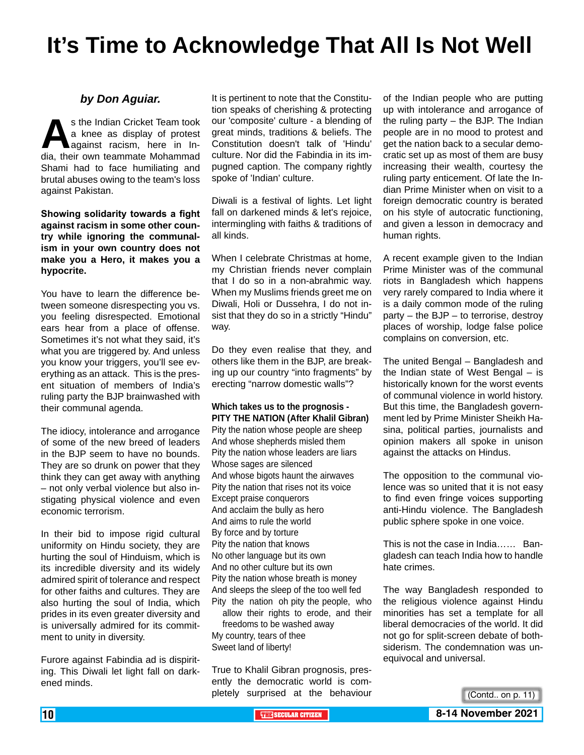# It's Time to Acknowledge That All Is Not Well

***by Don Aguiar.***

As the Indian Cricket Team took a knee as display of protest against racism, here in India, their own teammate Mohammad Shami had to face humiliating and brutal abuses owing to the team's loss against Pakistan.

**Showing solidarity towards a fight against racism in some other country while ignoring the communalism in your own country does not make you a Hero, it makes you a hypocrite.**

You have to learn the difference between someone disrespecting you vs. you feeling disrespected. Emotional ears hear from a place of offense. Sometimes it's not what they said, it's what you are triggered by. And unless you know your triggers, you'll see everything as an attack. This is the present situation of members of India's ruling party the BJP brainwashed with their communal agenda.

The idiocy, intolerance and arrogance of some of the new breed of leaders in the BJP seem to have no bounds. They are so drunk on power that they think they can get away with anything – not only verbal violence but also instigating physical violence and even economic terrorism.

In their bid to impose rigid cultural uniformity on Hindu society, they are hurting the soul of Hinduism, which is its incredible diversity and its widely admired spirit of tolerance and respect for other faiths and cultures. They are also hurting the soul of India, which prides in its even greater diversity and is universally admired for its commitment to unity in diversity.

Furore against Fabindia ad is dispiriting. This Diwali let light fall on darkened minds.

It is pertinent to note that the Constitution speaks of cherishing & protecting our 'composite' culture - a blending of great minds, traditions & beliefs. The Constitution doesn't talk of 'Hindu' culture. Nor did the Fabindia in its impugned caption. The company rightly spoke of 'Indian' culture.

Diwali is a festival of lights. Let light fall on darkened minds & let's rejoice, intermingling with faiths & traditions of all kinds.

When I celebrate Christmas at home, my Christian friends never complain that I do so in a non-abrahmic way. When my Muslims friends greet me on Diwali, Holi or Dussehra, I do not insist that they do so in a strictly "Hindu" way.

Do they even realise that they, and others like them in the BJP, are breaking up our country "into fragments" by erecting "narrow domestic walls"?

**Which takes us to the prognosis - PITY THE NATION (After Khalil Gibran)**

Pity the nation whose people are sheep
And whose shepherds misled them
Pity the nation whose leaders are liars
Whose sages are silenced
And whose bigots haunt the airwaves
Pity the nation that rises not its voice
Except praise conquerors
And acclaim the bully as hero
And aims to rule the world
By force and by torture
Pity the nation that knows
No other language but its own
And no other culture but its own
Pity the nation whose breath is money
And sleeps the sleep of the too well fed
Pity the nation oh pity the people, who allow their rights to erode, and their freedoms to be washed away
My country, tears of thee
Sweet land of liberty!

True to Khalil Gibran prognosis, presently the democratic world is completely surprised at the behaviour of the Indian people who are putting up with intolerance and arrogance of the ruling party – the BJP. The Indian people are in no mood to protest and get the nation back to a secular democratic set up as most of them are busy increasing their wealth, courtesy the ruling party enticement. Of late the Indian Prime Minister when on visit to a foreign democratic country is berated on his style of autocratic functioning, and given a lesson in democracy and human rights.

A recent example given to the Indian Prime Minister was of the communal riots in Bangladesh which happens very rarely compared to India where it is a daily common mode of the ruling party – the BJP – to terrorise, destroy places of worship, lodge false police complains on conversion, etc.

The united Bengal – Bangladesh and the Indian state of West Bengal – is historically known for the worst events of communal violence in world history. But this time, the Bangladesh government led by Prime Minister Sheikh Hasina, political parties, journalists and opinion makers all spoke in unison against the attacks on Hindus.

The opposition to the communal violence was so united that it is not easy to find even fringe voices supporting anti-Hindu violence. The Bangladesh public sphere spoke in one voice.

This is not the case in India…… Bangladesh can teach India how to handle hate crimes.

The way Bangladesh responded to the religious violence against Hindu minorities has set a template for all liberal democracies of the world. It did not go for split-screen debate of both-siderism. The condemnation was unequivocal and universal.

(Contd.. on p. 11)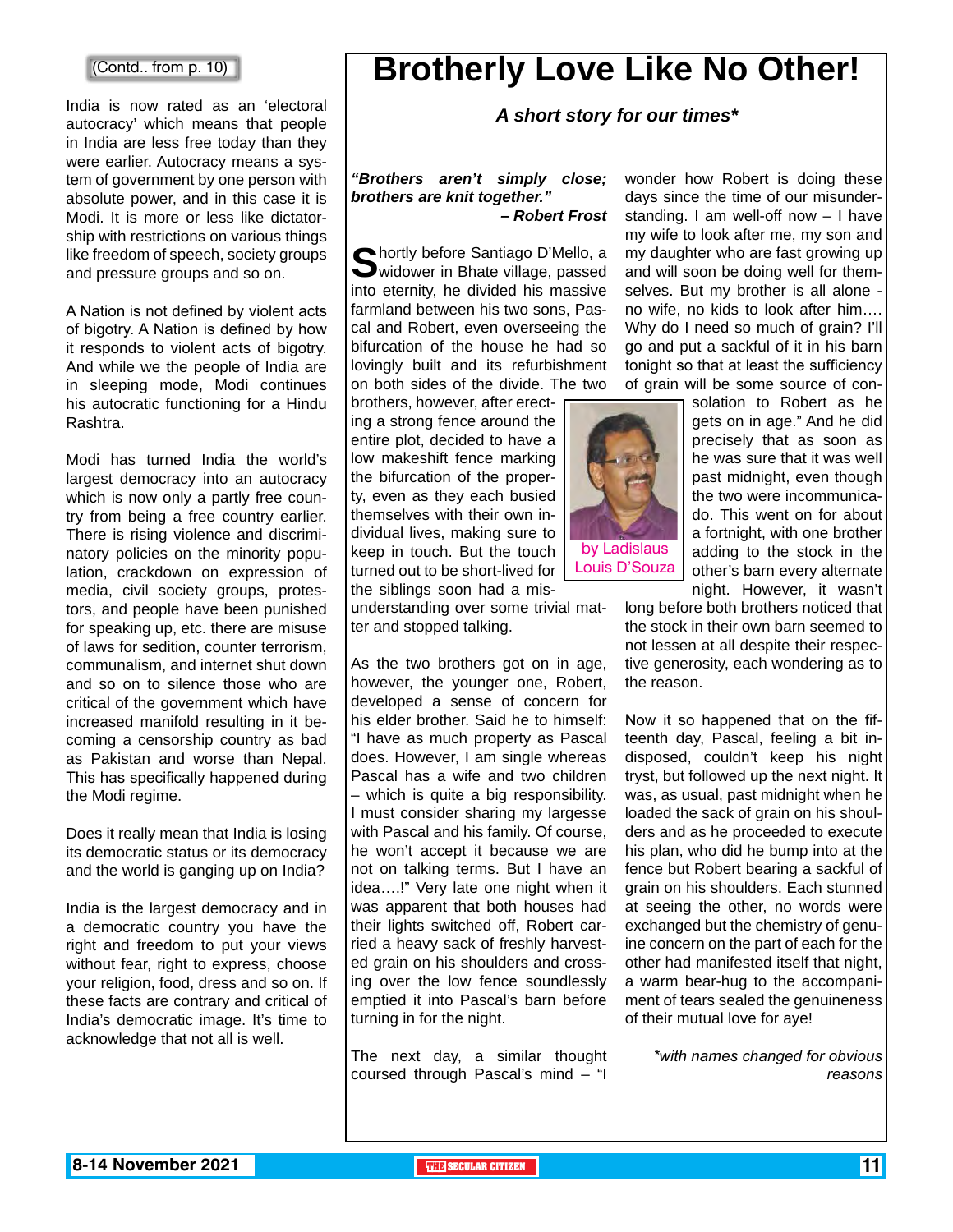(Contd.. from p. 10)

India is now rated as an 'electoral autocracy' which means that people in India are less free today than they were earlier. Autocracy means a system of government by one person with absolute power, and in this case it is Modi. It is more or less like dictatorship with restrictions on various things like freedom of speech, society groups and pressure groups and so on.

A Nation is not defined by violent acts of bigotry. A Nation is defined by how it responds to violent acts of bigotry. And while we the people of India are in sleeping mode, Modi continues his autocratic functioning for a Hindu Rashtra.

Modi has turned India the world's largest democracy into an autocracy which is now only a partly free country from being a free country earlier. There is rising violence and discriminatory policies on the minority population, crackdown on expression of media, civil society groups, protestors, and people have been punished for speaking up, etc. there are misuse of laws for sedition, counter terrorism, communalism, and internet shut down and so on to silence those who are critical of the government which have increased manifold resulting in it becoming a censorship country as bad as Pakistan and worse than Nepal. This has specifically happened during the Modi regime.

Does it really mean that India is losing its democratic status or its democracy and the world is ganging up on India?

India is the largest democracy and in a democratic country you have the right and freedom to put your views without fear, right to express, choose your religion, food, dress and so on. If these facts are contrary and critical of India's democratic image. It's time to acknowledge that not all is well.

# Brotherly Love Like No Other!

***A short story for our times****

***"Brothers aren't simply close; brothers are knit together."***
***– Robert Frost***

by Ladislaus Louis D'Souza

Shortly before Santiago D'Mello, a widower in Bhate village, passed into eternity, he divided his massive farmland between his two sons, Pascal and Robert, even overseeing the bifurcation of the house he had so lovingly built and its refurbishment on both sides of the divide. The two brothers, however, after erecting a strong fence around the entire plot, decided to have a low makeshift fence marking the bifurcation of the property, even as they each busied themselves with their own individual lives, making sure to keep in touch. But the touch turned out to be short-lived for the siblings soon had a misunderstanding over some trivial matter and stopped talking.

As the two brothers got on in age, however, the younger one, Robert, developed a sense of concern for his elder brother. Said he to himself: "I have as much property as Pascal does. However, I am single whereas Pascal has a wife and two children – which is quite a big responsibility. I must consider sharing my largesse with Pascal and his family. Of course, he won't accept it because we are not on talking terms. But I have an idea….!" Very late one night when it was apparent that both houses had their lights switched off, Robert carried a heavy sack of freshly harvested grain on his shoulders and crossing over the low fence soundlessly emptied it into Pascal's barn before turning in for the night.

The next day, a similar thought coursed through Pascal's mind – "I wonder how Robert is doing these days since the time of our misunderstanding. I am well-off now – I have my wife to look after me, my son and my daughter who are fast growing up and will soon be doing well for themselves. But my brother is all alone - no wife, no kids to look after him…. Why do I need so much of grain? I'll go and put a sackful of it in his barn tonight so that at least the sufficiency of grain will be some source of consolation to Robert as he gets on in age." And he did precisely that as soon as he was sure that it was well past midnight, even though the two were incommunicado. This went on for about a fortnight, with one brother adding to the stock in the other's barn every alternate night. However, it wasn't long before both brothers noticed that the stock in their own barn seemed to not lessen at all despite their respective generosity, each wondering as to the reason.

Now it so happened that on the fifteenth day, Pascal, feeling a bit indisposed, couldn't keep his night tryst, but followed up the next night. It was, as usual, past midnight when he loaded the sack of grain on his shoulders and as he proceeded to execute his plan, who did he bump into at the fence but Robert bearing a sackful of grain on his shoulders. Each stunned at seeing the other, no words were exchanged but the chemistry of genuine concern on the part of each for the other had manifested itself that night, a warm bear-hug to the accompaniment of tears sealed the genuineness of their mutual love for aye!

**with names changed for obvious reasons*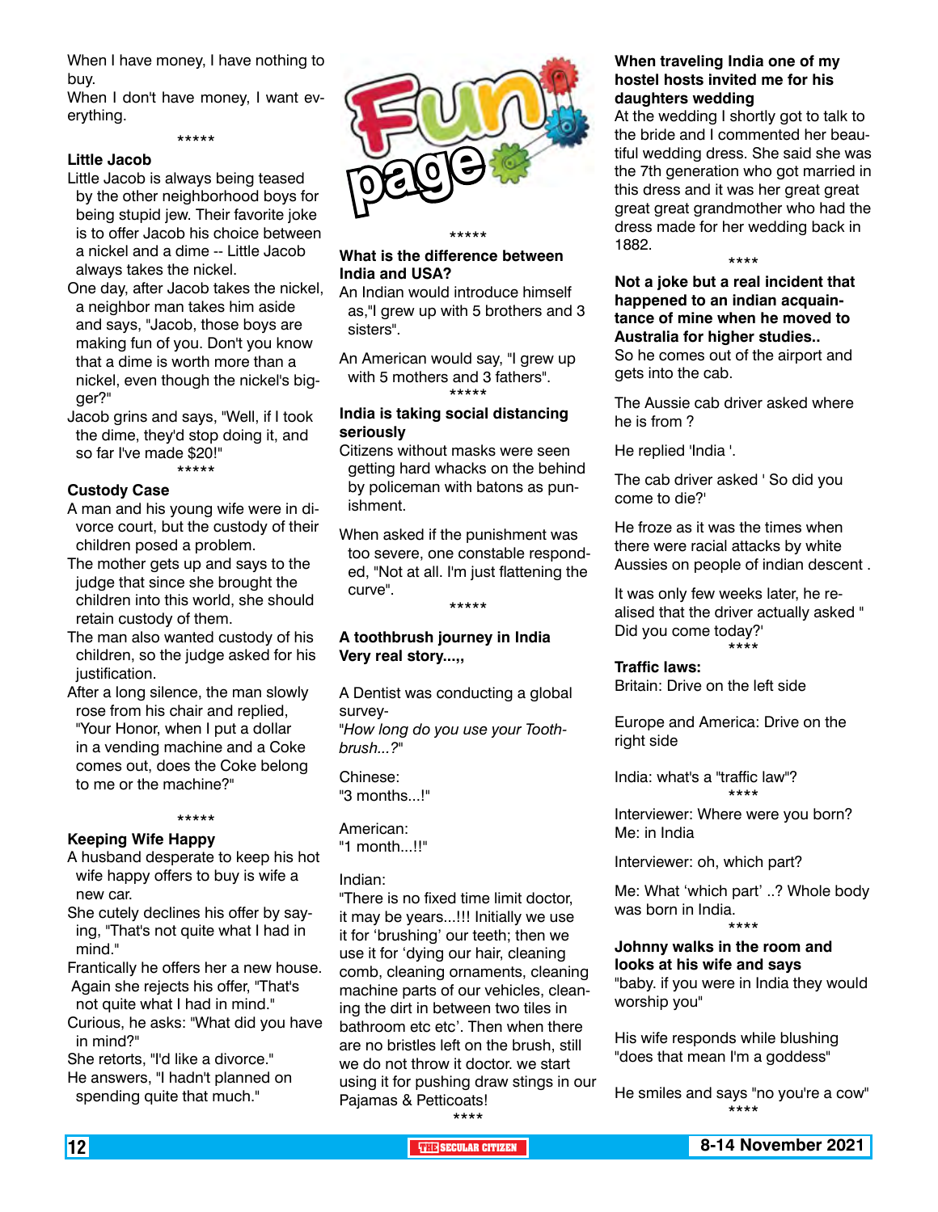When I have money, I have nothing to buy.
When I don't have money, I want everything.

*****

**Little Jacob**

Little Jacob is always being teased by the other neighborhood boys for being stupid jew. Their favorite joke is to offer Jacob his choice between a nickel and a dime -- Little Jacob always takes the nickel.

One day, after Jacob takes the nickel, a neighbor man takes him aside and says, "Jacob, those boys are making fun of you. Don't you know that a dime is worth more than a nickel, even though the nickel's bigger?"

Jacob grins and says, "Well, if I took the dime, they'd stop doing it, and so far I've made $20!"

*****

**Custody Case**

A man and his young wife were in divorce court, but the custody of their children posed a problem.

The mother gets up and says to the judge that since she brought the children into this world, she should retain custody of them.

The man also wanted custody of his children, so the judge asked for his justification.

After a long silence, the man slowly rose from his chair and replied, "Your Honor, when I put a dollar in a vending machine and a Coke comes out, does the Coke belong to me or the machine?"

*****

**Keeping Wife Happy**

A husband desperate to keep his hot wife happy offers to buy is wife a new car.

She cutely declines his offer by saying, "That's not quite what I had in mind."

Frantically he offers her a new house. Again she rejects his offer, "That's not quite what I had in mind."

Curious, he asks: "What did you have in mind?"

She retorts, "I'd like a divorce."

He answers, "I hadn't planned on spending quite that much."

# Fun page

*****

**What is the difference between India and USA?**

An Indian would introduce himself as,"I grew up with 5 brothers and 3 sisters".

An American would say, "I grew up with 5 mothers and 3 fathers".

*****

**India is taking social distancing seriously**

Citizens without masks were seen getting hard whacks on the behind by policeman with batons as punishment.

When asked if the punishment was too severe, one constable responded, "Not at all. I'm just flattening the curve".

*****

**A toothbrush journey in India Very real story...,,**

A Dentist was conducting a global survey-

"*How long do you use your Toothbrush...?*"

Chinese:
"3 months...!"

American:
"1 month...!!"

Indian:
"There is no fixed time limit doctor, it may be years...!!! Initially we use it for 'brushing' our teeth; then we use it for 'dying our hair, cleaning comb, cleaning ornaments, cleaning machine parts of our vehicles, cleaning the dirt in between two tiles in bathroom etc etc'. Then when there are no bristles left on the brush, still we do not throw it doctor. we start using it for pushing draw stings in our Pajamas & Petticoats!

****

**When traveling India one of my hostel hosts invited me for his daughters wedding**

At the wedding I shortly got to talk to the bride and I commented her beautiful wedding dress. She said she was the 7th generation who got married in this dress and it was her great great great great grandmother who had the dress made for her wedding back in 1882.

****

**Not a joke but a real incident that happened to an indian acquaintance of mine when he moved to Australia for higher studies..**

So he comes out of the airport and gets into the cab.

The Aussie cab driver asked where he is from ?

He replied 'India '.

The cab driver asked ' So did you come to die?'

He froze as it was the times when there were racial attacks by white Aussies on people of indian descent .

It was only few weeks later, he realised that the driver actually asked " Did you come today?'

****

**Traffic laws:**

Britain: Drive on the left side

Europe and America: Drive on the right side

India: what's a "traffic law"?

****

Interviewer: Where were you born?
Me: in India

Interviewer: oh, which part?

Me: What 'which part' ..? Whole body was born in India.

****

**Johnny walks in the room and looks at his wife and says**

"baby. if you were in India they would worship you"

His wife responds while blushing "does that mean I'm a goddess"

He smiles and says "no you're a cow"

****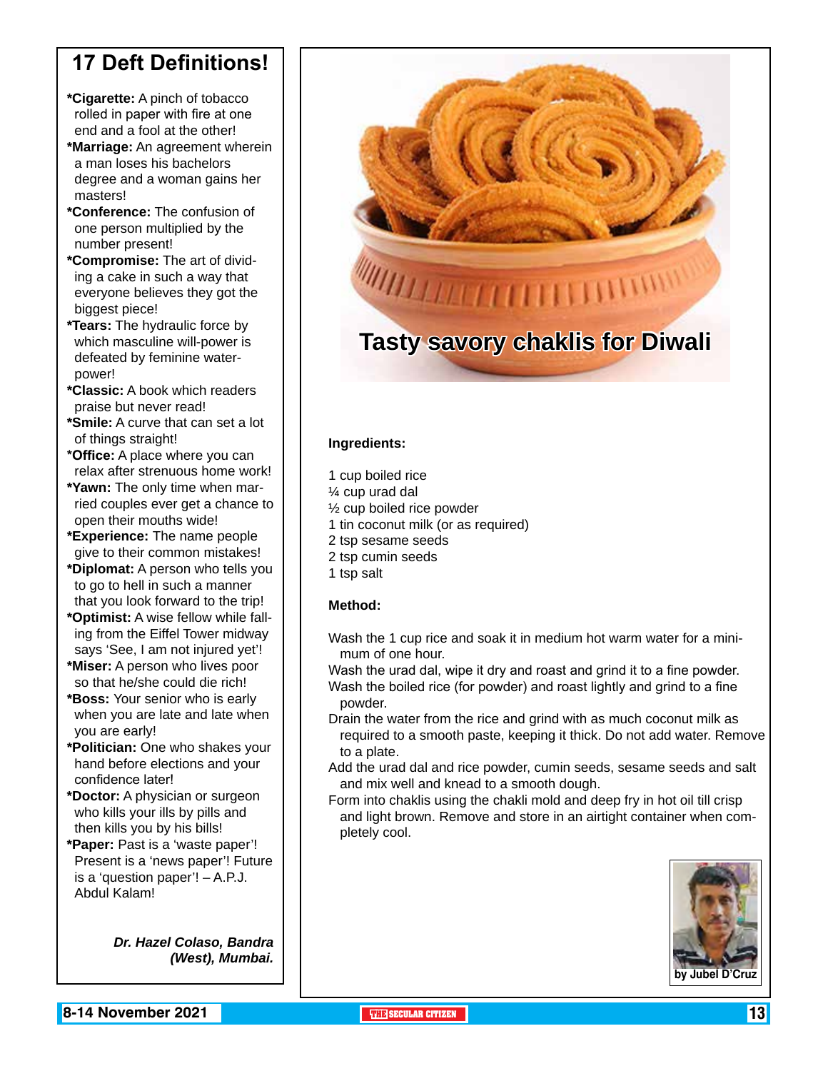# 17 Deft Definitions!

***Cigarette:** A pinch of tobacco rolled in paper with fire at one end and a fool at the other!

***Marriage:** An agreement wherein a man loses his bachelors degree and a woman gains her masters!

***Conference:** The confusion of one person multiplied by the number present!

***Compromise:** The art of dividing a cake in such a way that everyone believes they got the biggest piece!

***Tears:** The hydraulic force by which masculine will-power is defeated by feminine water-power!

***Classic:** A book which readers praise but never read!

***Smile:** A curve that can set a lot of things straight!

***Office:** A place where you can relax after strenuous home work!

***Yawn:** The only time when married couples ever get a chance to open their mouths wide!

***Experience:** The name people give to their common mistakes!

***Diplomat:** A person who tells you to go to hell in such a manner that you look forward to the trip!

***Optimist:** A wise fellow while falling from the Eiffel Tower midway says 'See, I am not injured yet'!

***Miser:** A person who lives poor so that he/she could die rich!

***Boss:** Your senior who is early when you are late and late when you are early!

***Politician:** One who shakes your hand before elections and your confidence later!

***Doctor:** A physician or surgeon who kills your ills by pills and then kills you by his bills!

***Paper:** Past is a 'waste paper'! Present is a 'news paper'! Future is a 'question paper'! – A.P.J. Abdul Kalam!

***Dr. Hazel Colaso, Bandra (West), Mumbai.***

# Tasty savory chaklis for Diwali

**Ingredients:**

1 cup boiled rice
¼ cup urad dal
½ cup boiled rice powder
1 tin coconut milk (or as required)
2 tsp sesame seeds
2 tsp cumin seeds
1 tsp salt

**Method:**

Wash the 1 cup rice and soak it in medium hot warm water for a minimum of one hour.

Wash the urad dal, wipe it dry and roast and grind it to a fine powder.

Wash the boiled rice (for powder) and roast lightly and grind to a fine powder.

Drain the water from the rice and grind with as much coconut milk as required to a smooth paste, keeping it thick. Do not add water. Remove to a plate.

Add the urad dal and rice powder, cumin seeds, sesame seeds and salt and mix well and knead to a smooth dough.

Form into chaklis using the chakli mold and deep fry in hot oil till crisp and light brown. Remove and store in an airtight container when completely cool.

by Jubel D'Cruz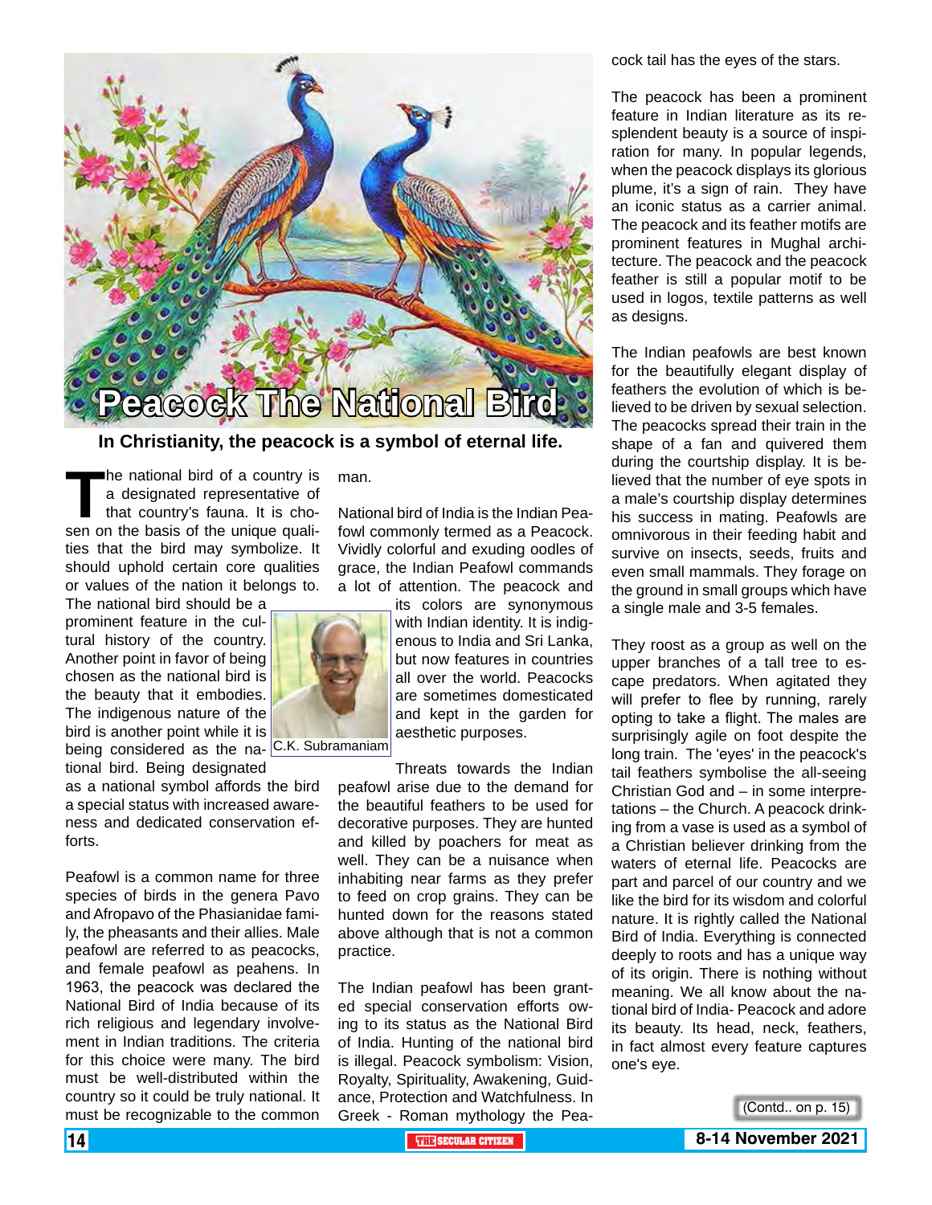# Peacock The National Bird

**In Christianity, the peacock is a symbol of eternal life.**

The national bird of a country is a designated representative of that country's fauna. It is chosen on the basis of the unique qualities that the bird may symbolize. It should uphold certain core qualities or values of the nation it belongs to. The national bird should be a prominent feature in the cultural history of the country. Another point in favor of being chosen as the national bird is the beauty that it embodies. The indigenous nature of the bird is another point while it is being considered as the national bird. Being designated as a national symbol affords the bird a special status with increased awareness and dedicated conservation efforts.

C.K. Subramaniam

Peafowl is a common name for three species of birds in the genera Pavo and Afropavo of the Phasianidae family, the pheasants and their allies. Male peafowl are referred to as peacocks, and female peafowl as peahens. In 1963, the peacock was declared the National Bird of India because of its rich religious and legendary involvement in Indian traditions. The criteria for this choice were many. The bird must be well-distributed within the country so it could be truly national. It must be recognizable to the common man.

National bird of India is the Indian Peafowl commonly termed as a Peacock. Vividly colorful and exuding oodles of grace, the Indian Peafowl commands a lot of attention. The peacock and its colors are synonymous with Indian identity. It is indigenous to India and Sri Lanka, but now features in countries all over the world. Peacocks are sometimes domesticated and kept in the garden for aesthetic purposes.

Threats towards the Indian peafowl arise due to the demand for the beautiful feathers to be used for decorative purposes. They are hunted and killed by poachers for meat as well. They can be a nuisance when inhabiting near farms as they prefer to feed on crop grains. They can be hunted down for the reasons stated above although that is not a common practice.

The Indian peafowl has been granted special conservation efforts owing to its status as the National Bird of India. Hunting of the national bird is illegal. Peacock symbolism: Vision, Royalty, Spirituality, Awakening, Guidance, Protection and Watchfulness. In Greek - Roman mythology the Peacock tail has the eyes of the stars.

The peacock has been a prominent feature in Indian literature as its resplendent beauty is a source of inspiration for many. In popular legends, when the peacock displays its glorious plume, it's a sign of rain. They have an iconic status as a carrier animal. The peacock and its feather motifs are prominent features in Mughal architecture. The peacock and the peacock feather is still a popular motif to be used in logos, textile patterns as well as designs.

The Indian peafowls are best known for the beautifully elegant display of feathers the evolution of which is believed to be driven by sexual selection. The peacocks spread their train in the shape of a fan and quivered them during the courtship display. It is believed that the number of eye spots in a male's courtship display determines his success in mating. Peafowls are omnivorous in their feeding habit and survive on insects, seeds, fruits and even small mammals. They forage on the ground in small groups which have a single male and 3-5 females.

They roost as a group as well on the upper branches of a tall tree to escape predators. When agitated they will prefer to flee by running, rarely opting to take a flight. The males are surprisingly agile on foot despite the long train. The 'eyes' in the peacock's tail feathers symbolise the all-seeing Christian God and – in some interpretations – the Church. A peacock drinking from a vase is used as a symbol of a Christian believer drinking from the waters of eternal life. Peacocks are part and parcel of our country and we like the bird for its wisdom and colorful nature. It is rightly called the National Bird of India. Everything is connected deeply to roots and has a unique way of its origin. There is nothing without meaning. We all know about the national bird of India- Peacock and adore its beauty. Its head, neck, feathers, in fact almost every feature captures one's eye.

(Contd.. on p. 15)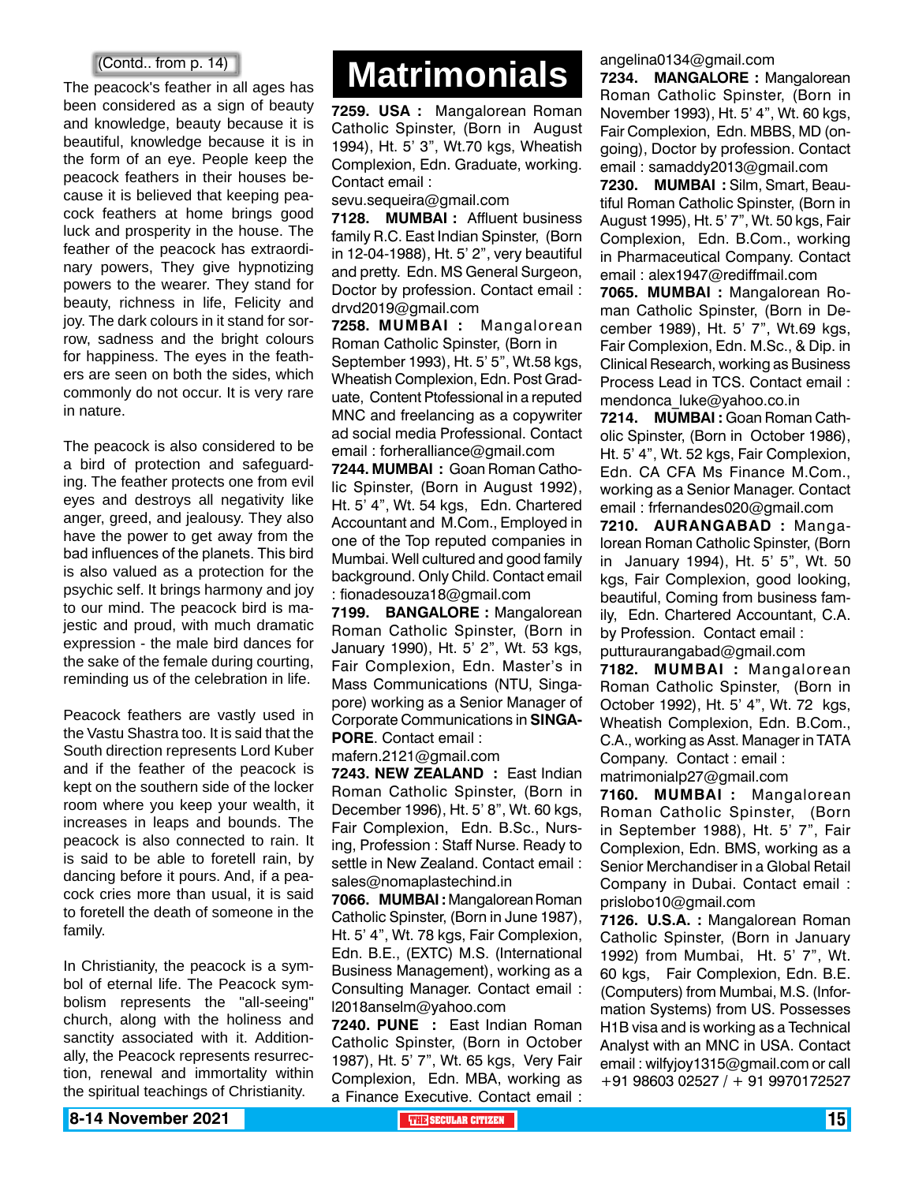(Contd.. from p. 14)

The peacock's feather in all ages has been considered as a sign of beauty and knowledge, beauty because it is beautiful, knowledge because it is in the form of an eye. People keep the peacock feathers in their houses because it is believed that keeping peacock feathers at home brings good luck and prosperity in the house. The feather of the peacock has extraordinary powers, They give hypnotizing powers to the wearer. They stand for beauty, richness in life, Felicity and joy. The dark colours in it stand for sorrow, sadness and the bright colours for happiness. The eyes in the feathers are seen on both the sides, which commonly do not occur. It is very rare in nature.

The peacock is also considered to be a bird of protection and safeguarding. The feather protects one from evil eyes and destroys all negativity like anger, greed, and jealousy. They also have the power to get away from the bad influences of the planets. This bird is also valued as a protection for the psychic self. It brings harmony and joy to our mind. The peacock bird is majestic and proud, with much dramatic expression - the male bird dances for the sake of the female during courting, reminding us of the celebration in life.

Peacock feathers are vastly used in the Vastu Shastra too. It is said that the South direction represents Lord Kuber and if the feather of the peacock is kept on the southern side of the locker room where you keep your wealth, it increases in leaps and bounds. The peacock is also connected to rain. It is said to be able to foretell rain, by dancing before it pours. And, if a peacock cries more than usual, it is said to foretell the death of someone in the family.

In Christianity, the peacock is a symbol of eternal life. The Peacock symbolism represents the "all-seeing" church, along with the holiness and sanctity associated with it. Additionally, the Peacock represents resurrection, renewal and immortality within the spiritual teachings of Christianity.

# Matrimonials

**7259. USA :** Mangalorean Roman Catholic Spinster, (Born in August 1994), Ht. 5' 3", Wt.70 kgs, Wheatish Complexion, Edn. Graduate, working. Contact email : sevu.sequeira@gmail.com

**7128. MUMBAI :** Affluent business family R.C. East Indian Spinster, (Born in 12-04-1988), Ht. 5' 2", very beautiful and pretty. Edn. MS General Surgeon, Doctor by profession. Contact email : drvd2019@gmail.com

**7258. MUMBAI :** Mangalorean Roman Catholic Spinster, (Born in September 1993), Ht. 5' 5", Wt.58 kgs, Wheatish Complexion, Edn. Post Graduate, Content Ptofessional in a reputed MNC and freelancing as a copywriter ad social media Professional. Contact email : forheralliance@gmail.com

**7244. MUMBAI :** Goan Roman Catholic Spinster, (Born in August 1992), Ht. 5' 4", Wt. 54 kgs, Edn. Chartered Accountant and M.Com., Employed in one of the Top reputed companies in Mumbai. Well cultured and good family background. Only Child. Contact email : fionadesouza18@gmail.com

**7199. BANGALORE :** Mangalorean Roman Catholic Spinster, (Born in January 1990), Ht. 5' 2", Wt. 53 kgs, Fair Complexion, Edn. Master's in Mass Communications (NTU, Singapore) working as a Senior Manager of Corporate Communications in **SINGAPORE**. Contact email : mafern.2121@gmail.com

**7243. NEW ZEALAND :** East Indian Roman Catholic Spinster, (Born in December 1996), Ht. 5' 8", Wt. 60 kgs, Fair Complexion, Edn. B.Sc., Nursing, Profession : Staff Nurse. Ready to settle in New Zealand. Contact email : sales@nomaplastechind.in

**7066. MUMBAI :** Mangalorean Roman Catholic Spinster, (Born in June 1987), Ht. 5' 4", Wt. 78 kgs, Fair Complexion, Edn. B.E., (EXTC) M.S. (International Business Management), working as a Consulting Manager. Contact email : l2018anselm@yahoo.com

**7240. PUNE :** East Indian Roman Catholic Spinster, (Born in October 1987), Ht. 5' 7", Wt. 65 kgs, Very Fair Complexion, Edn. MBA, working as a Finance Executive. Contact email : angelina0134@gmail.com

**7234. MANGALORE :** Mangalorean Roman Catholic Spinster, (Born in November 1993), Ht. 5' 4", Wt. 60 kgs, Fair Complexion, Edn. MBBS, MD (ongoing), Doctor by profession. Contact email : samaddy2013@gmail.com

**7230. MUMBAI :** Silm, Smart, Beautiful Roman Catholic Spinster, (Born in August 1995), Ht. 5' 7", Wt. 50 kgs, Fair Complexion, Edn. B.Com., working in Pharmaceutical Company. Contact email : alex1947@rediffmail.com

**7065. MUMBAI :** Mangalorean Roman Catholic Spinster, (Born in December 1989), Ht. 5' 7", Wt.69 kgs, Fair Complexion, Edn. M.Sc., & Dip. in Clinical Research, working as Business Process Lead in TCS. Contact email : mendonca_luke@yahoo.co.in

**7214. MUMBAI :** Goan Roman Catholic Spinster, (Born in October 1986), Ht. 5' 4", Wt. 52 kgs, Fair Complexion, Edn. CA CFA Ms Finance M.Com., working as a Senior Manager. Contact email : frfernandes020@gmail.com

**7210. AURANGABAD :** Mangalorean Roman Catholic Spinster, (Born in January 1994), Ht. 5' 5", Wt. 50 kgs, Fair Complexion, good looking, beautiful, Coming from business family, Edn. Chartered Accountant, C.A. by Profession. Contact email : putturaurangabad@gmail.com

**7182. MUMBAI :** Mangalorean Roman Catholic Spinster, (Born in October 1992), Ht. 5' 4", Wt. 72 kgs, Wheatish Complexion, Edn. B.Com., C.A., working as Asst. Manager in TATA Company. Contact : email : matrimonialp27@gmail.com

**7160. MUMBAI :** Mangalorean Roman Catholic Spinster, (Born in September 1988), Ht. 5' 7", Fair Complexion, Edn. BMS, working as a Senior Merchandiser in a Global Retail Company in Dubai. Contact email : prislobo10@gmail.com

**7126. U.S.A. :** Mangalorean Roman Catholic Spinster, (Born in January 1992) from Mumbai, Ht. 5' 7", Wt. 60 kgs, Fair Complexion, Edn. B.E. (Computers) from Mumbai, M.S. (Information Systems) from US. Possesses H1B visa and is working as a Technical Analyst with an MNC in USA. Contact email : wilfyjoy1315@gmail.com or call +91 98603 02527 / + 91 9970172527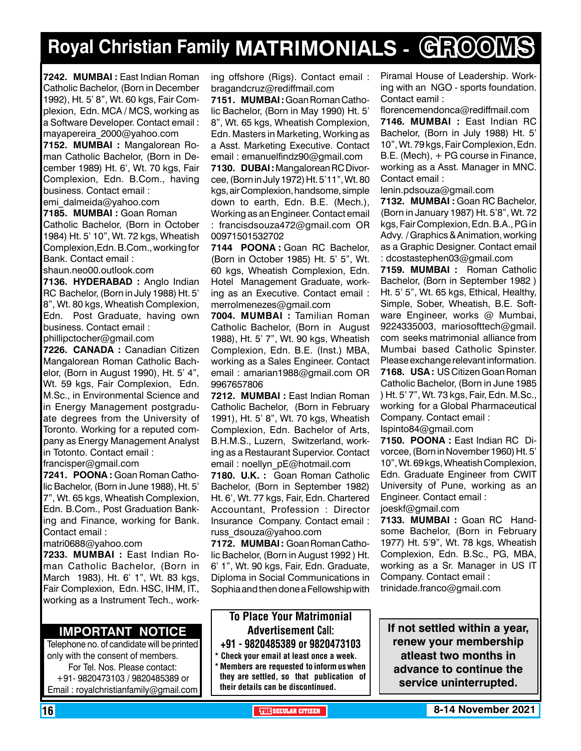# Royal Christian Family MATRIMONIALS - GROOMS

**7242. MUMBAI :** East Indian Roman Catholic Bachelor, (Born in December 1992), Ht. 5' 8", Wt. 60 kgs, Fair Complexion, Edn. MCA / MCS, working as a Software Developer. Contact email : mayapereira_2000@yahoo.com

**7152. MUMBAI :** Mangalorean Roman Catholic Bachelor, (Born in December 1989) Ht. 6', Wt. 70 kgs, Fair Complexion, Edn. B.Com., having business. Contact email : emi_dalmeida@yahoo.com

**7185. MUMBAI :** Goan Roman Catholic Bachelor, (Born in October 1984) Ht. 5' 10", Wt. 72 kgs, Wheatish Complexion,Edn. B.Com., working for Bank. Contact email : shaun.neo00.outlook.com

**7136. HYDERABAD :** Anglo Indian RC Bachelor, (Born in July 1988) Ht. 5' 8", Wt. 80 kgs, Wheatish Complexion, Edn. Post Graduate, having own business. Contact email : phillipctocher@gmail.com

**7226. CANADA :** Canadian Citizen Mangalorean Roman Catholic Bachelor, (Born in August 1990), Ht. 5' 4", Wt. 59 kgs, Fair Complexion, Edn. M.Sc., in Environmental Science and in Energy Management postgraduate degrees from the University of Toronto. Working for a reputed company as Energy Management Analyst in Totonto. Contact email : francisper@gmail.com

**7241. POONA :** Goan Roman Catholic Bachelor, (Born in June 1988), Ht. 5' 7", Wt. 65 kgs, Wheatish Complexion, Edn. B.Com., Post Graduation Banking and Finance, working for Bank. Contact email : matri0688@yahoo.com

**7233. MUMBAI :** East Indian Roman Catholic Bachelor, (Born in March 1983), Ht. 6' 1", Wt. 83 kgs, Fair Complexion, Edn. HSC, IHM, IT., working as a Instrument Tech., working offshore (Rigs). Contact email : bragandcruz@rediffmail.com

**7151. MUMBAI :** Goan Roman Catholic Bachelor, (Born in May 1990) Ht. 5' 8", Wt. 65 kgs, Wheatish Complexion, Edn. Masters in Marketing, Working as a Asst. Marketing Executive. Contact email : emanuelfindz90@gmail.com

**7130. DUBAI :** Mangalorean RC Divorcee, (Born in July 1972) Ht. 5'11", Wt. 80 kgs, air Complexion, handsome, simple down to earth, Edn. B.E. (Mech.), Working as an Engineer. Contact email : francisdsouza472@gmail.com OR 00971501532702

**7144 POONA :** Goan RC Bachelor, (Born in October 1985) Ht. 5' 5", Wt. 60 kgs, Wheatish Complexion, Edn. Hotel Management Graduate, working as an Executive. Contact email : merrolmenezes@gmail.com

**7004. MUMBAI :** Tamilian Roman Catholic Bachelor, (Born in August 1988), Ht. 5' 7", Wt. 90 kgs, Wheatish Complexion, Edn. B.E. (Inst.) MBA, working as a Sales Engineer. Contact email : amarian1988@gmail.com OR 9967657806

**7212. MUMBAI :** East Indian Roman Catholic Bachelor, (Born in February 1991), Ht. 5' 8", Wt. 70 kgs, Wheatish Complexion, Edn. Bachelor of Arts, B.H.M.S., Luzern, Switzerland, working as a Restaurant Supervior. Contact email : noellyn_pE@hotmail.com

**7180. U.K. :** Goan Roman Catholic Bachelor, (Born in September 1982) Ht. 6', Wt. 77 kgs, Fair, Edn. Chartered Accountant, Profession : Director Insurance Company. Contact email : russ_dsouza@yahoo.com

**7172. MUMBAI :** Goan Roman Catholic Bachelor, (Born in August 1992 ) Ht. 6' 1", Wt. 90 kgs, Fair, Edn. Graduate, Diploma in Social Communications in Sophia and then done a Fellowship with Piramal House of Leadership. Working with an NGO - sports foundation. Contact eamil : florencemendonca@rediffmail.com

**7146. MUMBAI :** East Indian RC Bachelor, (Born in July 1988) Ht. 5' 10", Wt. 79 kgs, Fair Complexion, Edn. B.E. (Mech), + PG course in Finance, working as a Asst. Manager in MNC. Contact email : lenin.pdsouza@gmail.com

**7132. MUMBAI :** Goan RC Bachelor, (Born in January 1987) Ht. 5'8", Wt. 72 kgs, Fair Complexion, Edn. B.A., PG in Advy. / Graphics & Animation, working as a Graphic Designer. Contact email : dcostastephen03@gmail.com

**7159. MUMBAI :** Roman Catholic Bachelor, (Born in September 1982 ) Ht. 5' 5", Wt. 65 kgs, Ethical, Healthy, Simple, Sober, Wheatish, B.E. Software Engineer, works @ Mumbai, 9224335003, mariosofttech@gmail.com seeks matrimonial alliance from Mumbai based Catholic Spinster. Please exchange relevant information.

**7168. USA :** US Citizen Goan Roman Catholic Bachelor, (Born in June 1985 ) Ht. 5' 7", Wt. 73 kgs, Fair, Edn. M.Sc., working for a Global Pharmaceutical Company. Contact email : lspinto84@gmail.com

**7150. POONA :** East Indian RC Divorcee, (Born in November 1960) Ht. 5' 10", Wt. 69 kgs, Wheatish Complexion, Edn. Graduate Engineer from CWIT University of Pune, working as an Engineer. Contact email : joeskf@gmail.com

**7133. MUMBAI :** Goan RC Handsome Bachelor, (Born in February 1977) Ht. 5'9", Wt. 78 kgs, Wheatish Complexion, Edn. B.Sc., PG, MBA, working as a Sr. Manager in US IT Company. Contact email : trinidade.franco@gmail.com

## IMPORTANT NOTICE

Telephone no. of candidate will be printed only with the consent of members.
For Tel. Nos. Please contact:
+91- 9820473103 / 9820485389 or
Email : royalchristianfamily@gmail.com

**To Place Your Matrimonial Advertisement Call:**
**+91 - 9820485389 or 9820473103**

- Check your email at least once a week.
- Members are requested to inform us when they are settled, so that publication of their details can be discontinued.

**If not settled within a year, renew your membership atleast two months in advance to continue the service uninterrupted.**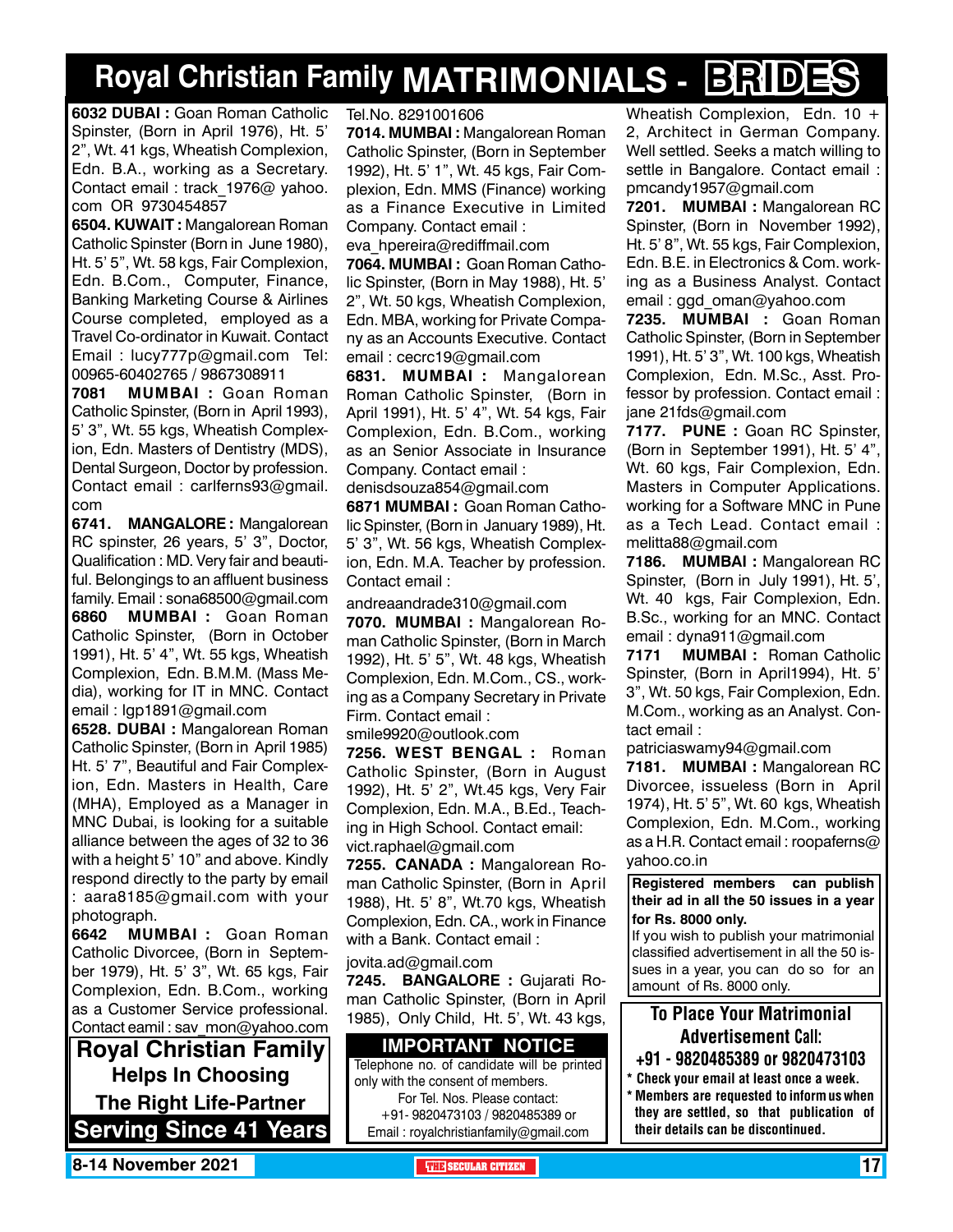# Royal Christian Family MATRIMONIALS - BRIDES

**6032 DUBAI :** Goan Roman Catholic Spinster, (Born in April 1976), Ht. 5' 2", Wt. 41 kgs, Wheatish Complexion, Edn. B.A., working as a Secretary. Contact email : track_1976@ yahoo. com OR 9730454857

**6504. KUWAIT :** Mangalorean Roman Catholic Spinster (Born in June 1980), Ht. 5' 5", Wt. 58 kgs, Fair Complexion, Edn. B.Com., Computer, Finance, Banking Marketing Course & Airlines Course completed, employed as a Travel Co-ordinator in Kuwait. Contact Email : lucy777p@gmail.com Tel: 00965-60402765 / 9867308911

**7081 MUMBAI :** Goan Roman Catholic Spinster, (Born in April 1993), 5' 3", Wt. 55 kgs, Wheatish Complexion, Edn. Masters of Dentistry (MDS), Dental Surgeon, Doctor by profession. Contact email : carlferns93@gmail. com

**6741. MANGALORE :** Mangalorean RC spinster, 26 years, 5' 3", Doctor, Qualification : MD. Very fair and beautiful. Belongings to an affluent business family. Email : sona68500@gmail.com

**6860 MUMBAI :** Goan Roman Catholic Spinster, (Born in October 1991), Ht. 5' 4", Wt. 55 kgs, Wheatish Complexion, Edn. B.M.M. (Mass Media), working for IT in MNC. Contact email : lgp1891@gmail.com

**6528. DUBAI :** Mangalorean Roman Catholic Spinster, (Born in April 1985) Ht. 5' 7", Beautiful and Fair Complexion, Edn. Masters in Health, Care (MHA), Employed as a Manager in MNC Dubai, is looking for a suitable alliance between the ages of 32 to 36 with a height 5' 10" and above. Kindly respond directly to the party by email : aara8185@gmail.com with your photograph.

**6642 MUMBAI :** Goan Roman Catholic Divorcee, (Born in September 1979), Ht. 5' 3", Wt. 65 kgs, Fair Complexion, Edn. B.Com., working as a Customer Service professional. Contact eamil : sav_mon@yahoo.com

**Royal Christian Family**
**Helps In Choosing**
**The Right Life-Partner**
**Serving Since 41 Years**

Tel.No. 8291001606

**7014. MUMBAI :** Mangalorean Roman Catholic Spinster, (Born in September 1992), Ht. 5' 1", Wt. 45 kgs, Fair Complexion, Edn. MMS (Finance) working as a Finance Executive in Limited Company. Contact email : eva_hpereira@rediffmail.com

**7064. MUMBAI :** Goan Roman Catholic Spinster, (Born in May 1988), Ht. 5' 2", Wt. 50 kgs, Wheatish Complexion, Edn. MBA, working for Private Company as an Accounts Executive. Contact email : cecrc19@gmail.com

**6831. MUMBAI :** Mangalorean Roman Catholic Spinster, (Born in April 1991), Ht. 5' 4", Wt. 54 kgs, Fair Complexion, Edn. B.Com., working as an Senior Associate in Insurance Company. Contact email : denisdsouza854@gmail.com

**6871 MUMBAI :** Goan Roman Catholic Spinster, (Born in January 1989), Ht. 5' 3", Wt. 56 kgs, Wheatish Complexion, Edn. M.A. Teacher by profession. Contact email : andreaandrade310@gmail.com

**7070. MUMBAI :** Mangalorean Roman Catholic Spinster, (Born in March 1992), Ht. 5' 5", Wt. 48 kgs, Wheatish Complexion, Edn. M.Com., CS., working as a Company Secretary in Private Firm. Contact email : smile9920@outlook.com

**7256. WEST BENGAL :** Roman Catholic Spinster, (Born in August 1992), Ht. 5' 2", Wt.45 kgs, Very Fair Complexion, Edn. M.A., B.Ed., Teaching in High School. Contact email: vict.raphael@gmail.com

**7255. CANADA :** Mangalorean Roman Catholic Spinster, (Born in April 1988), Ht. 5' 8", Wt.70 kgs, Wheatish Complexion, Edn. CA., work in Finance with a Bank. Contact email : jovita.ad@gmail.com

**7245. BANGALORE :** Gujarati Roman Catholic Spinster, (Born in April 1985), Only Child, Ht. 5', Wt. 43 kgs, Wheatish Complexion, Edn. 10 + 2, Architect in German Company. Well settled. Seeks a match willing to settle in Bangalore. Contact email : pmcandy1957@gmail.com

**IMPORTANT NOTICE**

Telephone no. of candidate will be printed only with the consent of members.
For Tel. Nos. Please contact:
+91- 9820473103 / 9820485389 or
Email : royalchristianfamily@gmail.com

**7201. MUMBAI :** Mangalorean RC Spinster, (Born in November 1992), Ht. 5' 8", Wt. 55 kgs, Fair Complexion, Edn. B.E. in Electronics & Com. working as a Business Analyst. Contact email : ggd_oman@yahoo.com

**7235. MUMBAI :** Goan Roman Catholic Spinster, (Born in September 1991), Ht. 5' 3", Wt. 100 kgs, Wheatish Complexion, Edn. M.Sc., Asst. Professor by profession. Contact email : jane 21fds@gmail.com

**7177. PUNE :** Goan RC Spinster, (Born in September 1991), Ht. 5' 4", Wt. 60 kgs, Fair Complexion, Edn. Masters in Computer Applications. working for a Software MNC in Pune as a Tech Lead. Contact email : melitta88@gmail.com

**7186. MUMBAI :** Mangalorean RC Spinster, (Born in July 1991), Ht. 5', Wt. 40 kgs, Fair Complexion, Edn. B.Sc., working for an MNC. Contact email : dyna911@gmail.com

**7171 MUMBAI :** Roman Catholic Spinster, (Born in April1994), Ht. 5' 3", Wt. 50 kgs, Fair Complexion, Edn. M.Com., working as an Analyst. Contact email : patriciaswamy94@gmail.com

**7181. MUMBAI :** Mangalorean RC Divorcee, issueless (Born in April 1974), Ht. 5' 5", Wt. 60 kgs, Wheatish Complexion, Edn. M.Com., working as a H.R. Contact email : roopaferns@ yahoo.co.in

**Registered members can publish their ad in all the 50 issues in a year for Rs. 8000 only.**
If you wish to publish your matrimonial classified advertisement in all the 50 issues in a year, you can do so for an amount of Rs. 8000 only.

**To Place Your Matrimonial Advertisement Call:**
**+91 - 9820485389 or 9820473103**

- **Check your email at least once a week.**
- **Members are requested to inform us when they are settled, so that publication of their details can be discontinued.**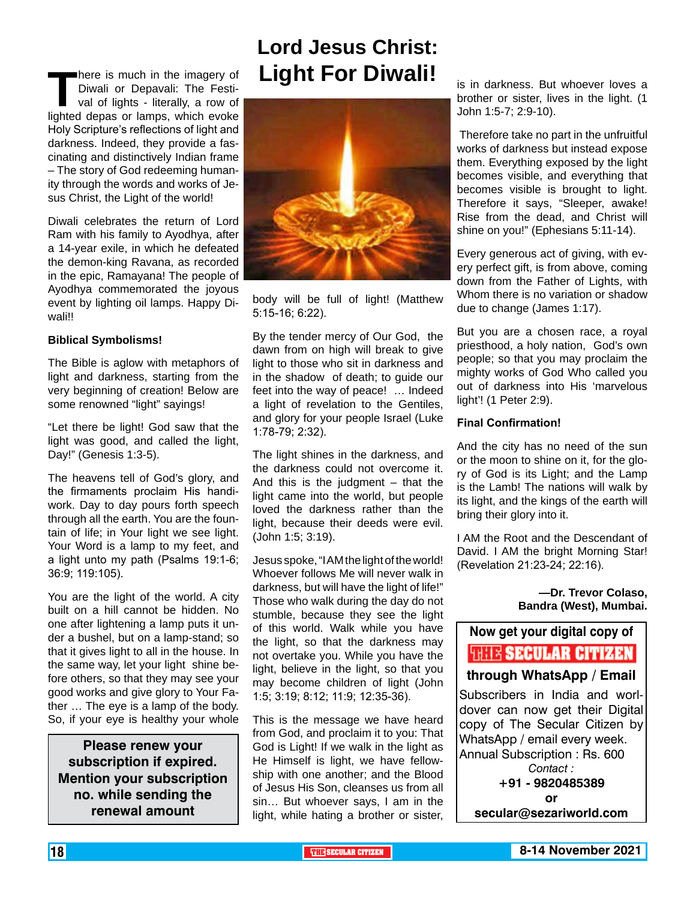# Lord Jesus Christ: Light For Diwali!

There is much in the imagery of Diwali or Depavali: The Festival of lights - literally, a row of lighted depas or lamps, which evoke Holy Scripture's reflections of light and darkness. Indeed, they provide a fascinating and distinctively Indian frame – The story of God redeeming humanity through the words and works of Jesus Christ, the Light of the world!

Diwali celebrates the return of Lord Ram with his family to Ayodhya, after a 14-year exile, in which he defeated the demon-king Ravana, as recorded in the epic, Ramayana! The people of Ayodhya commemorated the joyous event by lighting oil lamps. Happy Diwali!!

**Biblical Symbolisms!**

The Bible is aglow with metaphors of light and darkness, starting from the very beginning of creation! Below are some renowned "light" sayings!

"Let there be light! God saw that the light was good, and called the light, Day!" (Genesis 1:3-5).

The heavens tell of God's glory, and the firmaments proclaim His handiwork. Day to day pours forth speech through all the earth. You are the fountain of life; in Your light we see light. Your Word is a lamp to my feet, and a light unto my path (Psalms 19:1-6; 36:9; 119:105).

You are the light of the world. A city built on a hill cannot be hidden. No one after lightening a lamp puts it under a bushel, but on a lamp-stand; so that it gives light to all in the house. In the same way, let your light shine before others, so that they may see your good works and give glory to Your Father … The eye is a lamp of the body. So, if your eye is healthy your whole body will be full of light! (Matthew 5:15-16; 6:22).

By the tender mercy of Our God, the dawn from on high will break to give light to those who sit in darkness and in the shadow of death; to guide our feet into the way of peace! … Indeed a light of revelation to the Gentiles, and glory for your people Israel (Luke 1:78-79; 2:32).

The light shines in the darkness, and the darkness could not overcome it. And this is the judgment – that the light came into the world, but people loved the darkness rather than the light, because their deeds were evil. (John 1:5; 3:19).

Jesus spoke, "I AM the light of the world! Whoever follows Me will never walk in darkness, but will have the light of life!" Those who walk during the day do not stumble, because they see the light of this world. Walk while you have the light, so that the darkness may not overtake you. While you have the light, believe in the light, so that you may become children of light (John 1:5; 3:19; 8:12; 11:9; 12:35-36).

This is the message we have heard from God, and proclaim it to you: That God is Light! If we walk in the light as He Himself is light, we have fellowship with one another; and the Blood of Jesus His Son, cleanses us from all sin… But whoever says, I am in the light, while hating a brother or sister, is in darkness. But whoever loves a brother or sister, lives in the light. (1 John 1:5-7; 2:9-10).

Therefore take no part in the unfruitful works of darkness but instead expose them. Everything exposed by the light becomes visible, and everything that becomes visible is brought to light. Therefore it says, "Sleeper, awake! Rise from the dead, and Christ will shine on you!" (Ephesians 5:11-14).

Every generous act of giving, with every perfect gift, is from above, coming down from the Father of Lights, with Whom there is no variation or shadow due to change (James 1:17).

But you are a chosen race, a royal priesthood, a holy nation, God's own people; so that you may proclaim the mighty works of God Who called you out of darkness into His 'marvelous light'! (1 Peter 2:9).

**Final Confirmation!**

And the city has no need of the sun or the moon to shine on it, for the glory of God is its Light; and the Lamp is the Lamb! The nations will walk by its light, and the kings of the earth will bring their glory into it.

I AM the Root and the Descendant of David. I AM the bright Morning Star! (Revelation 21:23-24; 22:16).

**—Dr. Trevor Colaso,**
**Bandra (West), Mumbai.**

---

**Please renew your subscription if expired. Mention your subscription no. while sending the renewal amount**

---

**Now get your digital copy of THE SECULAR CITIZEN through WhatsApp / Email**

Subscribers in India and worldover can now get their Digital copy of The Secular Citizen by WhatsApp / email every week.
Annual Subscription : Rs. 600

*Contact :*
**+91 - 9820485389**
**or**
**secular@sezariworld.com**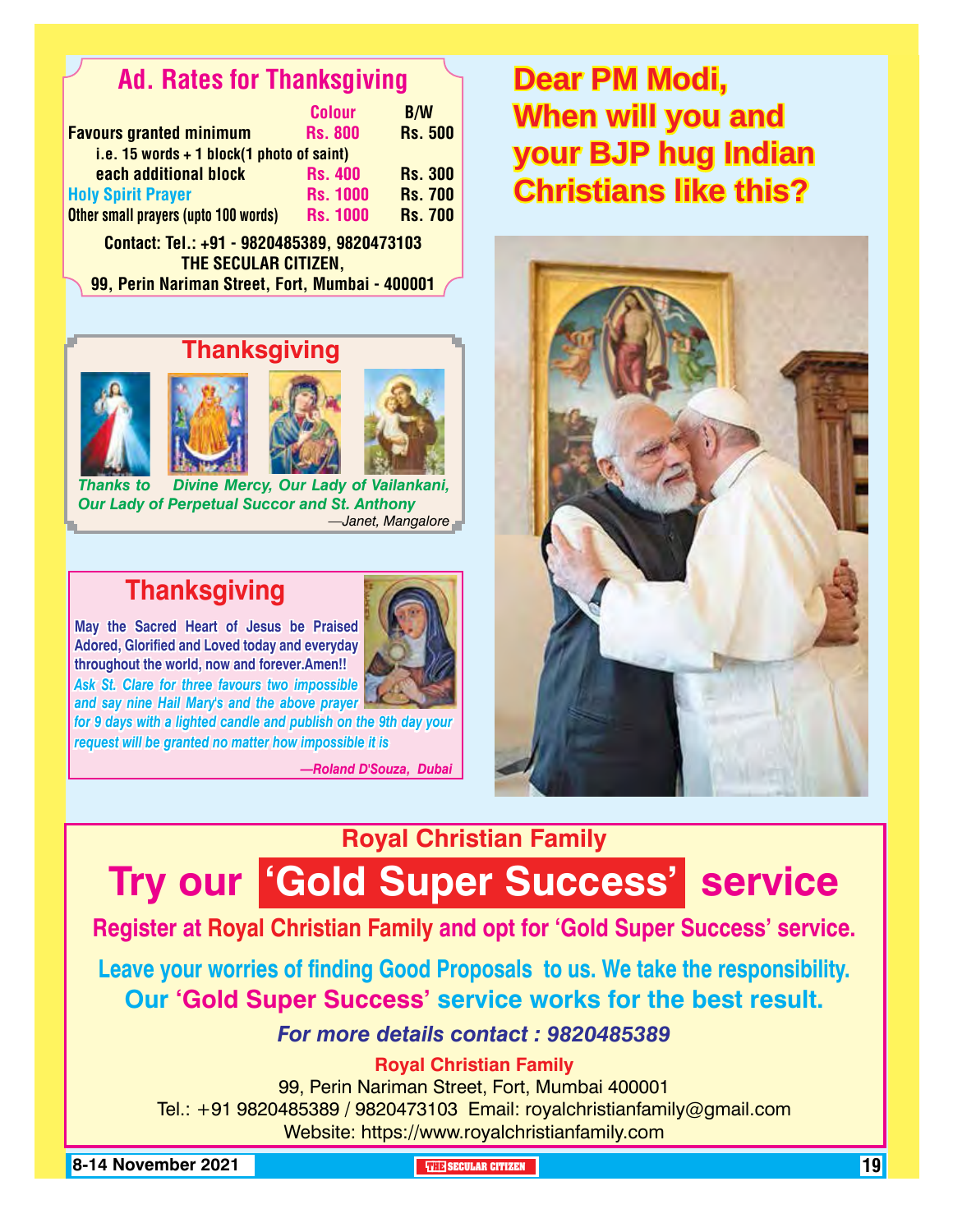## Ad. Rates for Thanksgiving

| | Colour | B/W |
|---|---|---|
| Favours granted minimum | Rs. 800 | Rs. 500 |
| i.e. 15 words + 1 block(1 photo of saint) | | |
| each additional block | Rs. 400 | Rs. 300 |
| Holy Spirit Prayer | Rs. 1000 | Rs. 700 |
| Other small prayers (upto 100 words) | Rs. 1000 | Rs. 700 |

Contact: Tel.: +91 - 9820485389, 9820473103
THE SECULAR CITIZEN,
99, Perin Nariman Street, Fort, Mumbai - 400001

## Thanksgiving

*Thanks to Divine Mercy, Our Lady of Vailankani, Our Lady of Perpetual Succor and St. Anthony*

*—Janet, Mangalore*

## Thanksgiving

**May the Sacred Heart of Jesus be Praised Adored, Glorified and Loved today and everyday throughout the world, now and forever.Amen!!**

*Ask St. Clare for three favours two impossible and say nine Hail Mary's and the above prayer for 9 days with a lighted candle and publish on the 9th day your request will be granted no matter how impossible it is*

*—Roland D'Souza, Dubai*

## Dear PM Modi, When will you and your BJP hug Indian Christians like this?

### Royal Christian Family

# Try our 'Gold Super Success' service

**Register at Royal Christian Family and opt for 'Gold Super Success' service.**

**Leave your worries of finding Good Proposals to us. We take the responsibility. Our 'Gold Super Success' service works for the best result.**

***For more details contact : 9820485389***

**Royal Christian Family**
99, Perin Nariman Street, Fort, Mumbai 400001
Tel.: +91 9820485389 / 9820473103 Email: royalchristianfamily@gmail.com
Website: https://www.royalchristianfamily.com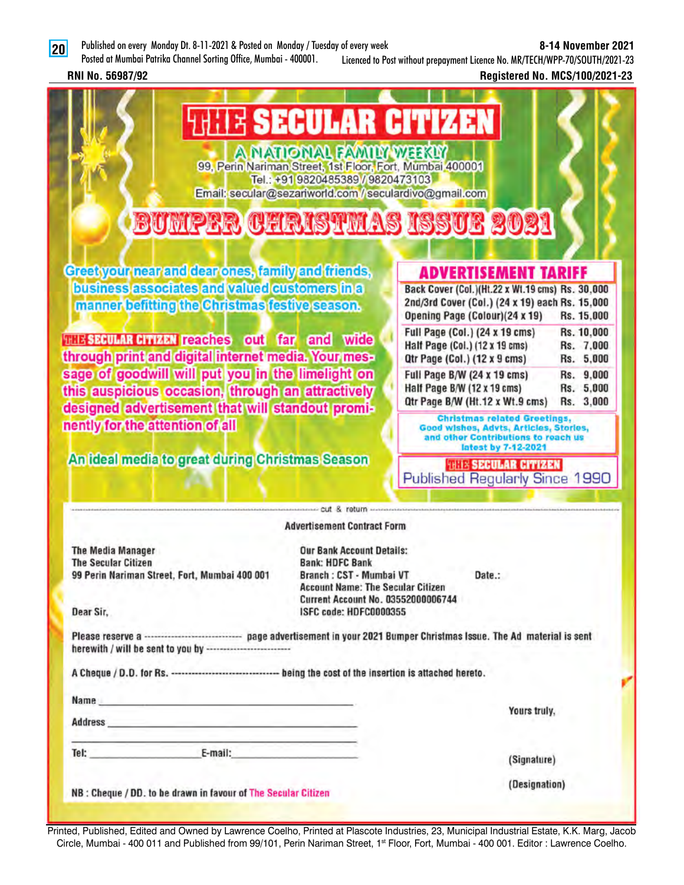# THE SECULAR CITIZEN

**A NATIONAL FAMILY WEEKLY**

99, Perin Nariman Street, 1st Floor, Fort, Mumbai 400001
Tel.: +91 9820485389 / 9820473103
Email: secular@sezariworld.com / seculardivo@gmail.com

## BUMPER CHRISTMAS ISSUE 2021

Greet your near and dear ones, family and friends, business associates and valued customers in a manner befitting the Christmas festive season.

THE SECULAR CITIZEN reaches out far and wide through print and digital internet media. Your message of goodwill will put you in the limelight on this auspicious occasion, through an attractively designed advertisement that will standout prominently for the attention of all

An ideal media to great during Christmas Season

### ADVERTISEMENT TARIFF

| | |
|---|---|
| Back Cover (Col.)(Ht.22 x Wt.19 cms) | Rs. 30,000 |
| 2nd/3rd Cover (Col.) (24 x 19) each | Rs. 15,000 |
| Opening Page (Colour)(24 x 19) | Rs. 15,000 |
| Full Page (Col.) (24 x 19 cms) | Rs. 10,000 |
| Half Page (Col.) (12 x 19 cms) | Rs. 7,000 |
| Qtr Page (Col.) (12 x 9 cms) | Rs. 5,000 |
| Full Page B/W (24 x 19 cms) | Rs. 9,000 |
| Half Page B/W (12 x 19 cms) | Rs. 5,000 |
| Qtr Page B/W (Ht.12 x Wt.9 cms) | Rs. 3,000 |

Christmas related Greetings, Good wishes, Advts, Articles, Stories, and other Contributions to reach us latest by 7-12-2021

THE SECULAR CITIZEN
Published Regularly Since 1990

---------- cut & return ----------

### Advertisement Contract Form

The Media Manager
The Secular Citizen
99 Perin Nariman Street, Fort, Mumbai 400 001

Our Bank Account Details:
Bank: HDFC Bank
Branch : CST - Mumbai VT
Account Name: The Secular Citizen
Current Account No. 03552000006744
ISFC code: HDFC0000355

Date.:

Dear Sir,

Please reserve a ---------------------------- page advertisement in your 2021 Bumper Christmas Issue. The Ad material is sent herewith / will be sent to you by ------------------------

A Cheque / D.D. for Rs. ------------------------------- being the cost of the insertion is attached hereto.

Name ____________________________________________

Address __________________________________________

_________________________________________________

Tel: ____________________ E-mail: ____________________

Yours truly,

(Signature)

(Designation)

NB : Cheque / DD. to be drawn in favour of The Secular Citizen

Printed, Published, Edited and Owned by Lawrence Coelho, Printed at Plascote Industries, 23, Municipal Industrial Estate, K.K. Marg, Jacob Circle, Mumbai - 400 011 and Published from 99/101, Perin Nariman Street, 1st Floor, Fort, Mumbai - 400 001. Editor : Lawrence Coelho.